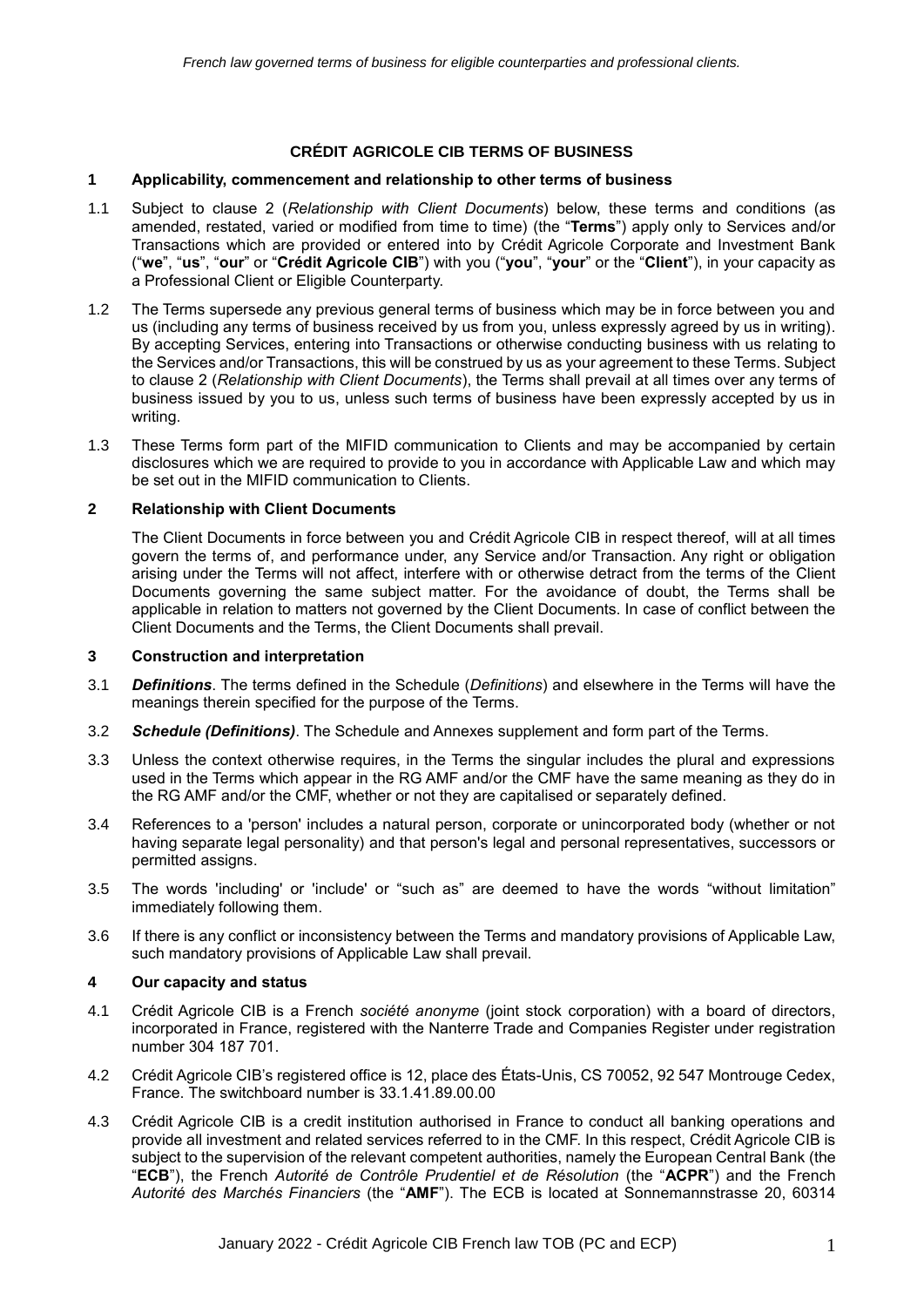*French law governed terms of business for eligible counterparties and professional clients.*

# CRÉDIT AGRICOLE CIB TERMS OF BUSINESS

## 1 Applicability, commencement and relationship to other terms of business

1.1 Subject to clause 2 (*Relationship with Client Documents*) below, these terms and conditions (as amended, restated, varied or modified from time to time) (the "**Terms**") apply only to Services and/or Transactions which are provided or entered into by Crédit Agricole Corporate and Investment Bank ("**we**", "**us**", "**our**" or "**Crédit Agricole CIB**") with you ("**you**", "**your**" or the "**Client**"), in your capacity as a Professional Client or Eligible Counterparty.

1.2 The Terms supersede any previous general terms of business which may be in force between you and us (including any terms of business received by us from you, unless expressly agreed by us in writing). By accepting Services, entering into Transactions or otherwise conducting business with us relating to the Services and/or Transactions, this will be construed by us as your agreement to these Terms. Subject to clause 2 (*Relationship with Client Documents*), the Terms shall prevail at all times over any terms of business issued by you to us, unless such terms of business have been expressly accepted by us in writing.

1.3 These Terms form part of the MIFID communication to Clients and may be accompanied by certain disclosures which we are required to provide to you in accordance with Applicable Law and which may be set out in the MIFID communication to Clients.

## 2 Relationship with Client Documents

The Client Documents in force between you and Crédit Agricole CIB in respect thereof, will at all times govern the terms of, and performance under, any Service and/or Transaction. Any right or obligation arising under the Terms will not affect, interfere with or otherwise detract from the terms of the Client Documents governing the same subject matter. For the avoidance of doubt, the Terms shall be applicable in relation to matters not governed by the Client Documents. In case of conflict between the Client Documents and the Terms, the Client Documents shall prevail.

## 3 Construction and interpretation

3.1 ***Definitions***. The terms defined in the Schedule (*Definitions*) and elsewhere in the Terms will have the meanings therein specified for the purpose of the Terms.

3.2 ***Schedule (Definitions)***. The Schedule and Annexes supplement and form part of the Terms.

3.3 Unless the context otherwise requires, in the Terms the singular includes the plural and expressions used in the Terms which appear in the RG AMF and/or the CMF have the same meaning as they do in the RG AMF and/or the CMF, whether or not they are capitalised or separately defined.

3.4 References to a 'person' includes a natural person, corporate or unincorporated body (whether or not having separate legal personality) and that person's legal and personal representatives, successors or permitted assigns.

3.5 The words 'including' or 'include' or "such as" are deemed to have the words "without limitation" immediately following them.

3.6 If there is any conflict or inconsistency between the Terms and mandatory provisions of Applicable Law, such mandatory provisions of Applicable Law shall prevail.

## 4 Our capacity and status

4.1 Crédit Agricole CIB is a French *société anonyme* (joint stock corporation) with a board of directors, incorporated in France, registered with the Nanterre Trade and Companies Register under registration number 304 187 701.

4.2 Crédit Agricole CIB's registered office is 12, place des États-Unis, CS 70052, 92 547 Montrouge Cedex, France. The switchboard number is 33.1.41.89.00.00

4.3 Crédit Agricole CIB is a credit institution authorised in France to conduct all banking operations and provide all investment and related services referred to in the CMF. In this respect, Crédit Agricole CIB is subject to the supervision of the relevant competent authorities, namely the European Central Bank (the "**ECB**"), the French *Autorité de Contrôle Prudentiel et de Résolution* (the "**ACPR**") and the French *Autorité des Marchés Financiers* (the "**AMF**"). The ECB is located at Sonnemannstrasse 20, 60314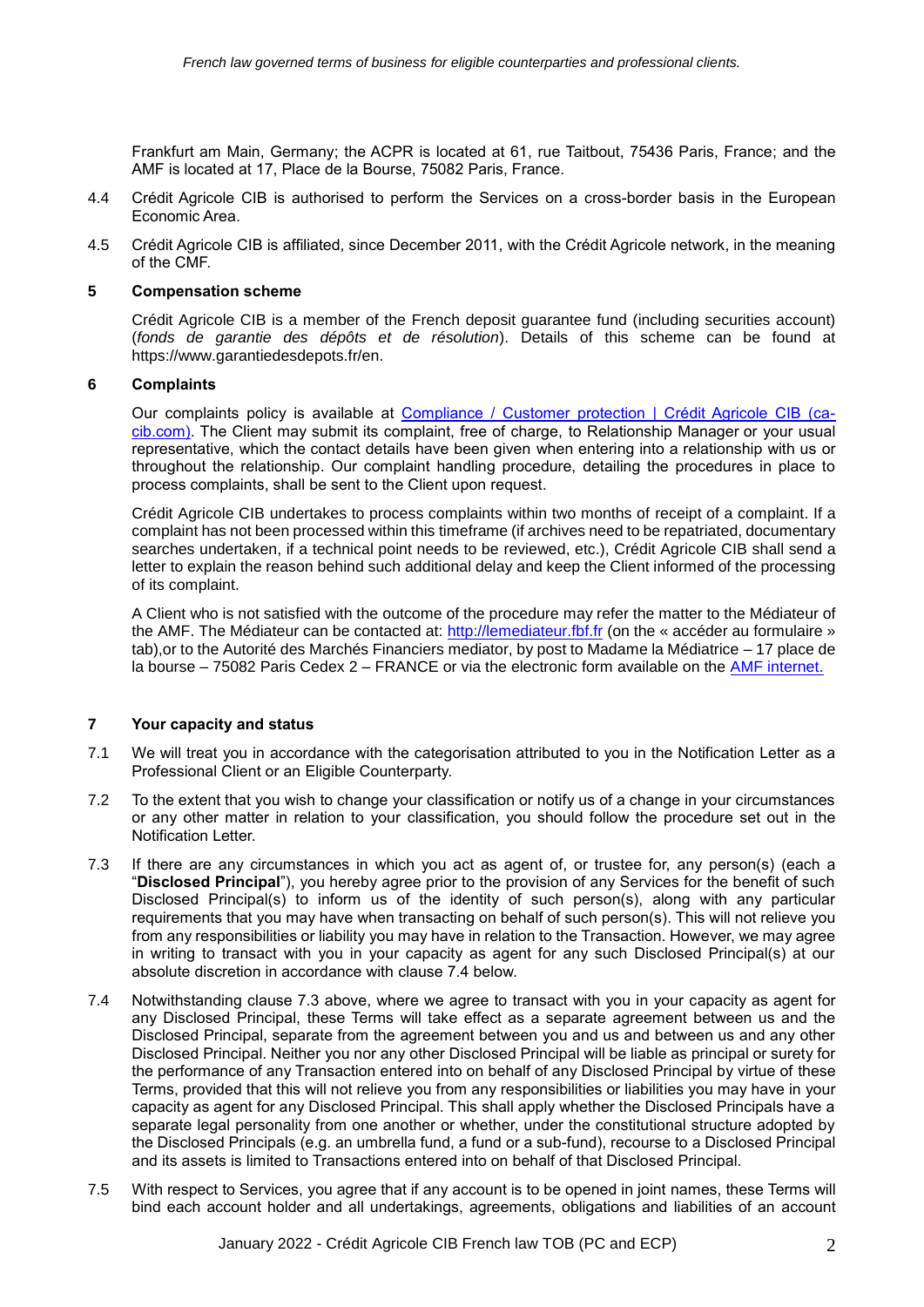Frankfurt am Main, Germany; the ACPR is located at 61, rue Taitbout, 75436 Paris, France; and the AMF is located at 17, Place de la Bourse, 75082 Paris, France.

4.4 Crédit Agricole CIB is authorised to perform the Services on a cross-border basis in the European Economic Area.

4.5 Crédit Agricole CIB is affiliated, since December 2011, with the Crédit Agricole network, in the meaning of the CMF.

## 5 Compensation scheme

Crédit Agricole CIB is a member of the French deposit guarantee fund (including securities account) (*fonds de garantie des dépôts et de résolution*). Details of this scheme can be found at https://www.garantiedesdepots.fr/en.

## 6 Complaints

Our complaints policy is available at [Compliance / Customer protection | Crédit Agricole CIB (ca-cib.com)](). The Client may submit its complaint, free of charge, to Relationship Manager or your usual representative, which the contact details have been given when entering into a relationship with us or throughout the relationship. Our complaint handling procedure, detailing the procedures in place to process complaints, shall be sent to the Client upon request.

Crédit Agricole CIB undertakes to process complaints within two months of receipt of a complaint. If a complaint has not been processed within this timeframe (if archives need to be repatriated, documentary searches undertaken, if a technical point needs to be reviewed, etc.), Crédit Agricole CIB shall send a letter to explain the reason behind such additional delay and keep the Client informed of the processing of its complaint.

A Client who is not satisfied with the outcome of the procedure may refer the matter to the Médiateur of the AMF. The Médiateur can be contacted at: http://lemediateur.fbf.fr (on the « accéder au formulaire » tab),or to the Autorité des Marchés Financiers mediator, by post to Madame la Médiatrice – 17 place de la bourse – 75082 Paris Cedex 2 – FRANCE or via the electronic form available on the AMF internet.

## 7 Your capacity and status

7.1 We will treat you in accordance with the categorisation attributed to you in the Notification Letter as a Professional Client or an Eligible Counterparty.

7.2 To the extent that you wish to change your classification or notify us of a change in your circumstances or any other matter in relation to your classification, you should follow the procedure set out in the Notification Letter.

7.3 If there are any circumstances in which you act as agent of, or trustee for, any person(s) (each a "**Disclosed Principal**"), you hereby agree prior to the provision of any Services for the benefit of such Disclosed Principal(s) to inform us of the identity of such person(s), along with any particular requirements that you may have when transacting on behalf of such person(s). This will not relieve you from any responsibilities or liability you may have in relation to the Transaction. However, we may agree in writing to transact with you in your capacity as agent for any such Disclosed Principal(s) at our absolute discretion in accordance with clause 7.4 below.

7.4 Notwithstanding clause 7.3 above, where we agree to transact with you in your capacity as agent for any Disclosed Principal, these Terms will take effect as a separate agreement between us and the Disclosed Principal, separate from the agreement between you and us and between us and any other Disclosed Principal. Neither you nor any other Disclosed Principal will be liable as principal or surety for the performance of any Transaction entered into on behalf of any Disclosed Principal by virtue of these Terms, provided that this will not relieve you from any responsibilities or liabilities you may have in your capacity as agent for any Disclosed Principal. This shall apply whether the Disclosed Principals have a separate legal personality from one another or whether, under the constitutional structure adopted by the Disclosed Principals (e.g. an umbrella fund, a fund or a sub-fund), recourse to a Disclosed Principal and its assets is limited to Transactions entered into on behalf of that Disclosed Principal.

7.5 With respect to Services, you agree that if any account is to be opened in joint names, these Terms will bind each account holder and all undertakings, agreements, obligations and liabilities of an account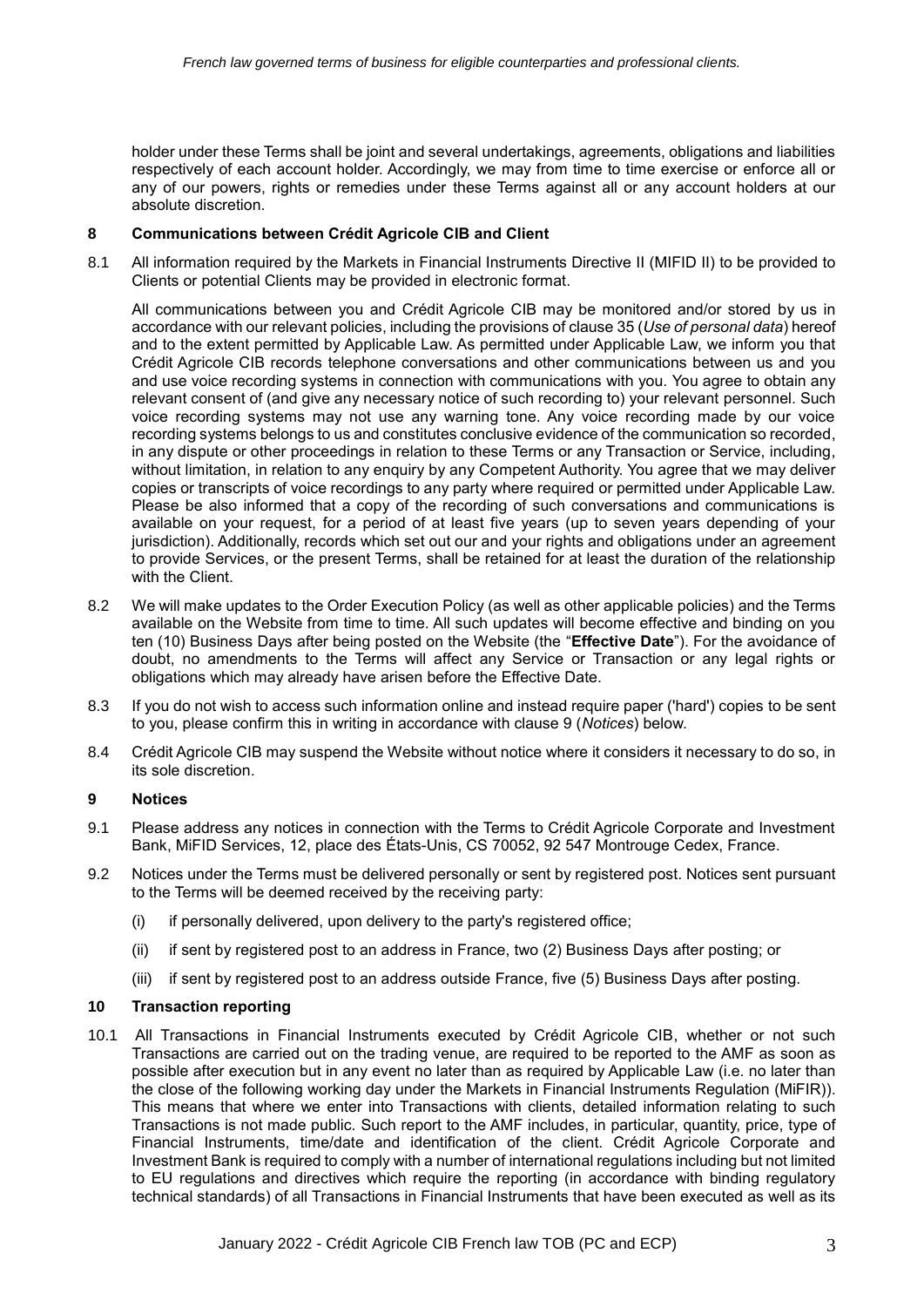holder under these Terms shall be joint and several undertakings, agreements, obligations and liabilities respectively of each account holder. Accordingly, we may from time to time exercise or enforce all or any of our powers, rights or remedies under these Terms against all or any account holders at our absolute discretion.

## 8 Communications between Crédit Agricole CIB and Client

8.1 All information required by the Markets in Financial Instruments Directive II (MIFID II) to be provided to Clients or potential Clients may be provided in electronic format.

All communications between you and Crédit Agricole CIB may be monitored and/or stored by us in accordance with our relevant policies, including the provisions of clause 35 (*Use of personal data*) hereof and to the extent permitted by Applicable Law. As permitted under Applicable Law, we inform you that Crédit Agricole CIB records telephone conversations and other communications between us and you and use voice recording systems in connection with communications with you. You agree to obtain any relevant consent of (and give any necessary notice of such recording to) your relevant personnel. Such voice recording systems may not use any warning tone. Any voice recording made by our voice recording systems belongs to us and constitutes conclusive evidence of the communication so recorded, in any dispute or other proceedings in relation to these Terms or any Transaction or Service, including, without limitation, in relation to any enquiry by any Competent Authority. You agree that we may deliver copies or transcripts of voice recordings to any party where required or permitted under Applicable Law. Please be also informed that a copy of the recording of such conversations and communications is available on your request, for a period of at least five years (up to seven years depending of your jurisdiction). Additionally, records which set out our and your rights and obligations under an agreement to provide Services, or the present Terms, shall be retained for at least the duration of the relationship with the Client.

8.2 We will make updates to the Order Execution Policy (as well as other applicable policies) and the Terms available on the Website from time to time. All such updates will become effective and binding on you ten (10) Business Days after being posted on the Website (the "**Effective Date**"). For the avoidance of doubt, no amendments to the Terms will affect any Service or Transaction or any legal rights or obligations which may already have arisen before the Effective Date.

8.3 If you do not wish to access such information online and instead require paper ('hard') copies to be sent to you, please confirm this in writing in accordance with clause 9 (*Notices*) below.

8.4 Crédit Agricole CIB may suspend the Website without notice where it considers it necessary to do so, in its sole discretion.

## 9 Notices

9.1 Please address any notices in connection with the Terms to Crédit Agricole Corporate and Investment Bank, MiFID Services, 12, place des États-Unis, CS 70052, 92 547 Montrouge Cedex, France.

9.2 Notices under the Terms must be delivered personally or sent by registered post. Notices sent pursuant to the Terms will be deemed received by the receiving party:

(i) if personally delivered, upon delivery to the party's registered office;

(ii) if sent by registered post to an address in France, two (2) Business Days after posting; or

(iii) if sent by registered post to an address outside France, five (5) Business Days after posting.

## 10 Transaction reporting

10.1 All Transactions in Financial Instruments executed by Crédit Agricole CIB, whether or not such Transactions are carried out on the trading venue, are required to be reported to the AMF as soon as possible after execution but in any event no later than as required by Applicable Law (i.e. no later than the close of the following working day under the Markets in Financial Instruments Regulation (MiFIR)). This means that where we enter into Transactions with clients, detailed information relating to such Transactions is not made public. Such report to the AMF includes, in particular, quantity, price, type of Financial Instruments, time/date and identification of the client. Crédit Agricole Corporate and Investment Bank is required to comply with a number of international regulations including but not limited to EU regulations and directives which require the reporting (in accordance with binding regulatory technical standards) of all Transactions in Financial Instruments that have been executed as well as its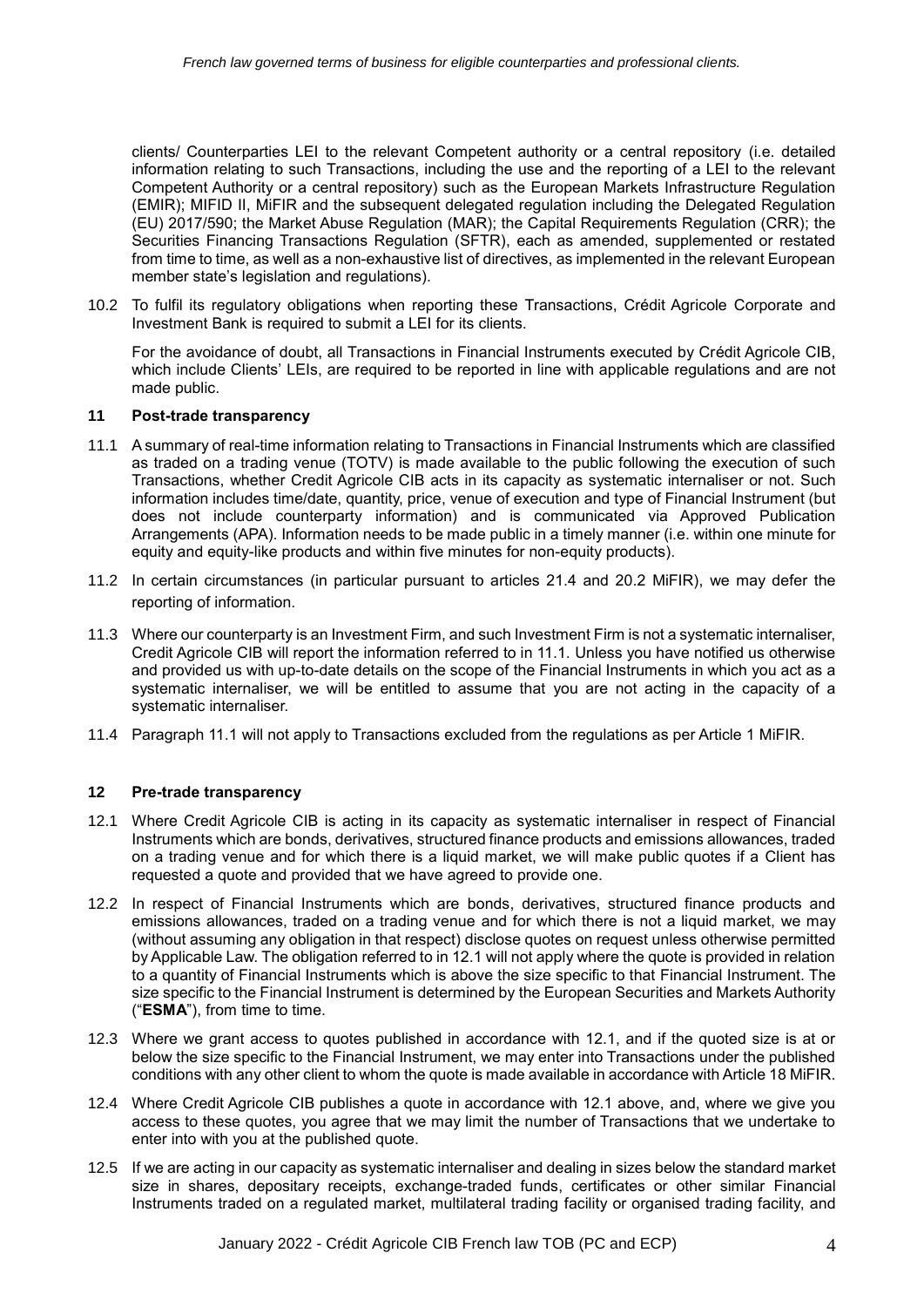clients/ Counterparties LEI to the relevant Competent authority or a central repository (i.e. detailed information relating to such Transactions, including the use and the reporting of a LEI to the relevant Competent Authority or a central repository) such as the European Markets Infrastructure Regulation (EMIR); MIFID II, MiFIR and the subsequent delegated regulation including the Delegated Regulation (EU) 2017/590; the Market Abuse Regulation (MAR); the Capital Requirements Regulation (CRR); the Securities Financing Transactions Regulation (SFTR), each as amended, supplemented or restated from time to time, as well as a non-exhaustive list of directives, as implemented in the relevant European member state's legislation and regulations).

10.2 To fulfil its regulatory obligations when reporting these Transactions, Crédit Agricole Corporate and Investment Bank is required to submit a LEI for its clients.

For the avoidance of doubt, all Transactions in Financial Instruments executed by Crédit Agricole CIB, which include Clients' LEIs, are required to be reported in line with applicable regulations and are not made public.

## 11 Post-trade transparency

11.1 A summary of real-time information relating to Transactions in Financial Instruments which are classified as traded on a trading venue (TOTV) is made available to the public following the execution of such Transactions, whether Credit Agricole CIB acts in its capacity as systematic internaliser or not. Such information includes time/date, quantity, price, venue of execution and type of Financial Instrument (but does not include counterparty information) and is communicated via Approved Publication Arrangements (APA). Information needs to be made public in a timely manner (i.e. within one minute for equity and equity-like products and within five minutes for non-equity products).

11.2 In certain circumstances (in particular pursuant to articles 21.4 and 20.2 MiFIR), we may defer the reporting of information.

11.3 Where our counterparty is an Investment Firm, and such Investment Firm is not a systematic internaliser, Credit Agricole CIB will report the information referred to in 11.1. Unless you have notified us otherwise and provided us with up-to-date details on the scope of the Financial Instruments in which you act as a systematic internaliser, we will be entitled to assume that you are not acting in the capacity of a systematic internaliser.

11.4 Paragraph 11.1 will not apply to Transactions excluded from the regulations as per Article 1 MiFIR.

## 12 Pre-trade transparency

12.1 Where Credit Agricole CIB is acting in its capacity as systematic internaliser in respect of Financial Instruments which are bonds, derivatives, structured finance products and emissions allowances, traded on a trading venue and for which there is a liquid market, we will make public quotes if a Client has requested a quote and provided that we have agreed to provide one.

12.2 In respect of Financial Instruments which are bonds, derivatives, structured finance products and emissions allowances, traded on a trading venue and for which there is not a liquid market, we may (without assuming any obligation in that respect) disclose quotes on request unless otherwise permitted by Applicable Law. The obligation referred to in 12.1 will not apply where the quote is provided in relation to a quantity of Financial Instruments which is above the size specific to that Financial Instrument. The size specific to the Financial Instrument is determined by the European Securities and Markets Authority ("**ESMA**"), from time to time.

12.3 Where we grant access to quotes published in accordance with 12.1, and if the quoted size is at or below the size specific to the Financial Instrument, we may enter into Transactions under the published conditions with any other client to whom the quote is made available in accordance with Article 18 MiFIR.

12.4 Where Credit Agricole CIB publishes a quote in accordance with 12.1 above, and, where we give you access to these quotes, you agree that we may limit the number of Transactions that we undertake to enter into with you at the published quote.

12.5 If we are acting in our capacity as systematic internaliser and dealing in sizes below the standard market size in shares, depositary receipts, exchange-traded funds, certificates or other similar Financial Instruments traded on a regulated market, multilateral trading facility or organised trading facility, and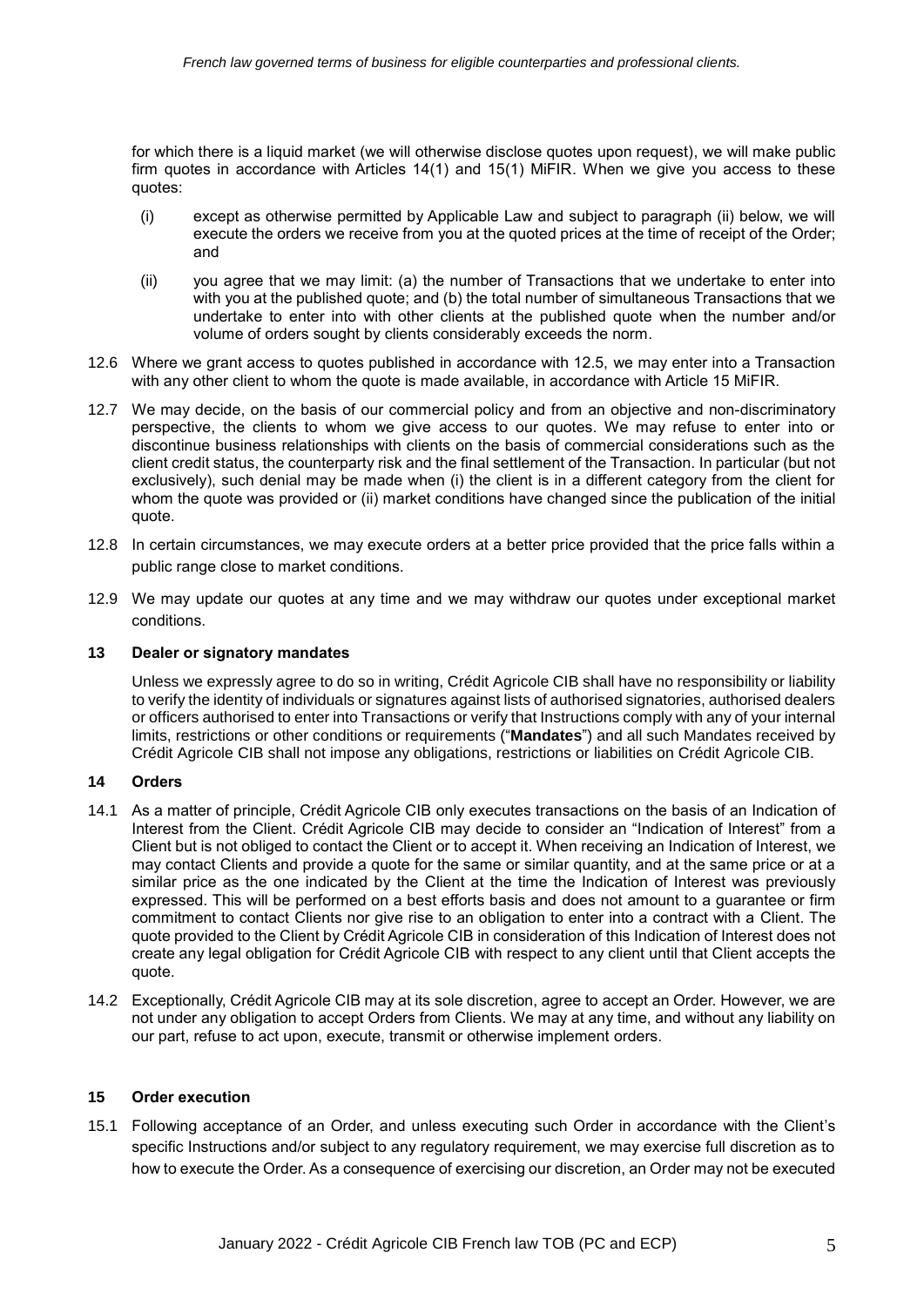for which there is a liquid market (we will otherwise disclose quotes upon request), we will make public firm quotes in accordance with Articles 14(1) and 15(1) MiFIR. When we give you access to these quotes:

(i) except as otherwise permitted by Applicable Law and subject to paragraph (ii) below, we will execute the orders we receive from you at the quoted prices at the time of receipt of the Order; and

(ii) you agree that we may limit: (a) the number of Transactions that we undertake to enter into with you at the published quote; and (b) the total number of simultaneous Transactions that we undertake to enter into with other clients at the published quote when the number and/or volume of orders sought by clients considerably exceeds the norm.

12.6 Where we grant access to quotes published in accordance with 12.5, we may enter into a Transaction with any other client to whom the quote is made available, in accordance with Article 15 MiFIR.

12.7 We may decide, on the basis of our commercial policy and from an objective and non-discriminatory perspective, the clients to whom we give access to our quotes. We may refuse to enter into or discontinue business relationships with clients on the basis of commercial considerations such as the client credit status, the counterparty risk and the final settlement of the Transaction. In particular (but not exclusively), such denial may be made when (i) the client is in a different category from the client for whom the quote was provided or (ii) market conditions have changed since the publication of the initial quote.

12.8 In certain circumstances, we may execute orders at a better price provided that the price falls within a public range close to market conditions.

12.9 We may update our quotes at any time and we may withdraw our quotes under exceptional market conditions.

## 13 Dealer or signatory mandates

Unless we expressly agree to do so in writing, Crédit Agricole CIB shall have no responsibility or liability to verify the identity of individuals or signatures against lists of authorised signatories, authorised dealers or officers authorised to enter into Transactions or verify that Instructions comply with any of your internal limits, restrictions or other conditions or requirements ("**Mandates**") and all such Mandates received by Crédit Agricole CIB shall not impose any obligations, restrictions or liabilities on Crédit Agricole CIB.

## 14 Orders

14.1 As a matter of principle, Crédit Agricole CIB only executes transactions on the basis of an Indication of Interest from the Client. Crédit Agricole CIB may decide to consider an "Indication of Interest" from a Client but is not obliged to contact the Client or to accept it. When receiving an Indication of Interest, we may contact Clients and provide a quote for the same or similar quantity, and at the same price or at a similar price as the one indicated by the Client at the time the Indication of Interest was previously expressed. This will be performed on a best efforts basis and does not amount to a guarantee or firm commitment to contact Clients nor give rise to an obligation to enter into a contract with a Client. The quote provided to the Client by Crédit Agricole CIB in consideration of this Indication of Interest does not create any legal obligation for Crédit Agricole CIB with respect to any client until that Client accepts the quote.

14.2 Exceptionally, Crédit Agricole CIB may at its sole discretion, agree to accept an Order. However, we are not under any obligation to accept Orders from Clients. We may at any time, and without any liability on our part, refuse to act upon, execute, transmit or otherwise implement orders.

## 15 Order execution

15.1 Following acceptance of an Order, and unless executing such Order in accordance with the Client's specific Instructions and/or subject to any regulatory requirement, we may exercise full discretion as to how to execute the Order. As a consequence of exercising our discretion, an Order may not be executed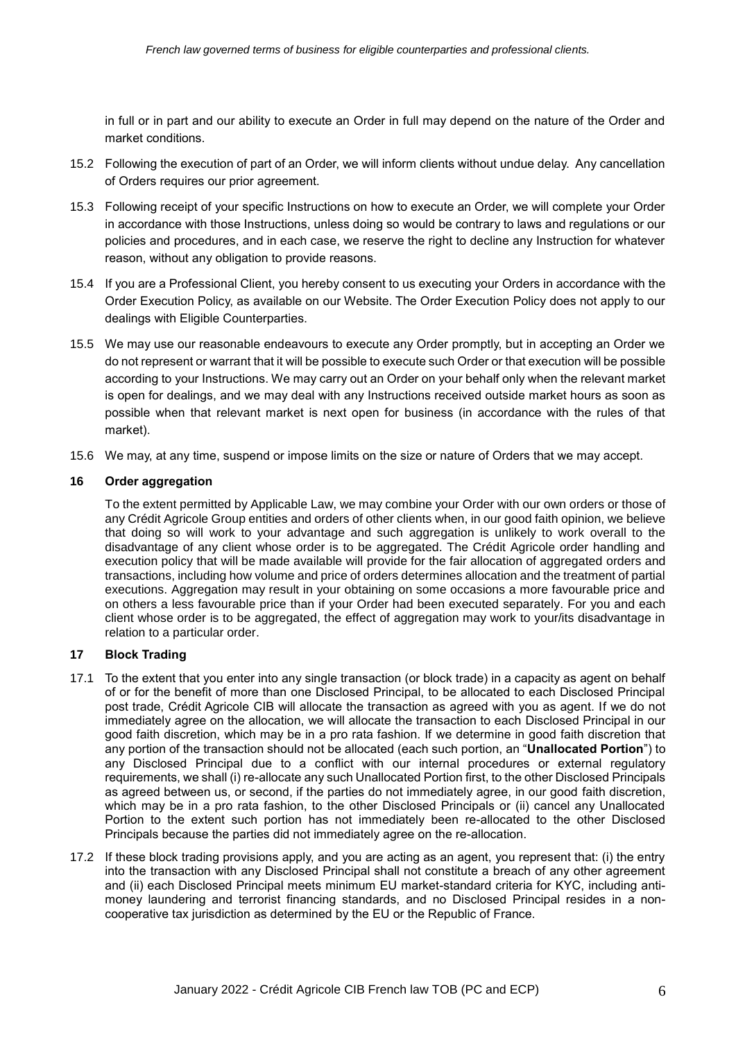in full or in part and our ability to execute an Order in full may depend on the nature of the Order and market conditions.

15.2 Following the execution of part of an Order, we will inform clients without undue delay. Any cancellation of Orders requires our prior agreement.

15.3 Following receipt of your specific Instructions on how to execute an Order, we will complete your Order in accordance with those Instructions, unless doing so would be contrary to laws and regulations or our policies and procedures, and in each case, we reserve the right to decline any Instruction for whatever reason, without any obligation to provide reasons.

15.4 If you are a Professional Client, you hereby consent to us executing your Orders in accordance with the Order Execution Policy, as available on our Website. The Order Execution Policy does not apply to our dealings with Eligible Counterparties.

15.5 We may use our reasonable endeavours to execute any Order promptly, but in accepting an Order we do not represent or warrant that it will be possible to execute such Order or that execution will be possible according to your Instructions. We may carry out an Order on your behalf only when the relevant market is open for dealings, and we may deal with any Instructions received outside market hours as soon as possible when that relevant market is next open for business (in accordance with the rules of that market).

15.6 We may, at any time, suspend or impose limits on the size or nature of Orders that we may accept.

## 16 Order aggregation

To the extent permitted by Applicable Law, we may combine your Order with our own orders or those of any Crédit Agricole Group entities and orders of other clients when, in our good faith opinion, we believe that doing so will work to your advantage and such aggregation is unlikely to work overall to the disadvantage of any client whose order is to be aggregated. The Crédit Agricole order handling and execution policy that will be made available will provide for the fair allocation of aggregated orders and transactions, including how volume and price of orders determines allocation and the treatment of partial executions. Aggregation may result in your obtaining on some occasions a more favourable price and on others a less favourable price than if your Order had been executed separately. For you and each client whose order is to be aggregated, the effect of aggregation may work to your/its disadvantage in relation to a particular order.

## 17 Block Trading

17.1 To the extent that you enter into any single transaction (or block trade) in a capacity as agent on behalf of or for the benefit of more than one Disclosed Principal, to be allocated to each Disclosed Principal post trade, Crédit Agricole CIB will allocate the transaction as agreed with you as agent. If we do not immediately agree on the allocation, we will allocate the transaction to each Disclosed Principal in our good faith discretion, which may be in a pro rata fashion. If we determine in good faith discretion that any portion of the transaction should not be allocated (each such portion, an "**Unallocated Portion**") to any Disclosed Principal due to a conflict with our internal procedures or external regulatory requirements, we shall (i) re-allocate any such Unallocated Portion first, to the other Disclosed Principals as agreed between us, or second, if the parties do not immediately agree, in our good faith discretion, which may be in a pro rata fashion, to the other Disclosed Principals or (ii) cancel any Unallocated Portion to the extent such portion has not immediately been re-allocated to the other Disclosed Principals because the parties did not immediately agree on the re-allocation.

17.2 If these block trading provisions apply, and you are acting as an agent, you represent that: (i) the entry into the transaction with any Disclosed Principal shall not constitute a breach of any other agreement and (ii) each Disclosed Principal meets minimum EU market-standard criteria for KYC, including anti-money laundering and terrorist financing standards, and no Disclosed Principal resides in a non-cooperative tax jurisdiction as determined by the EU or the Republic of France.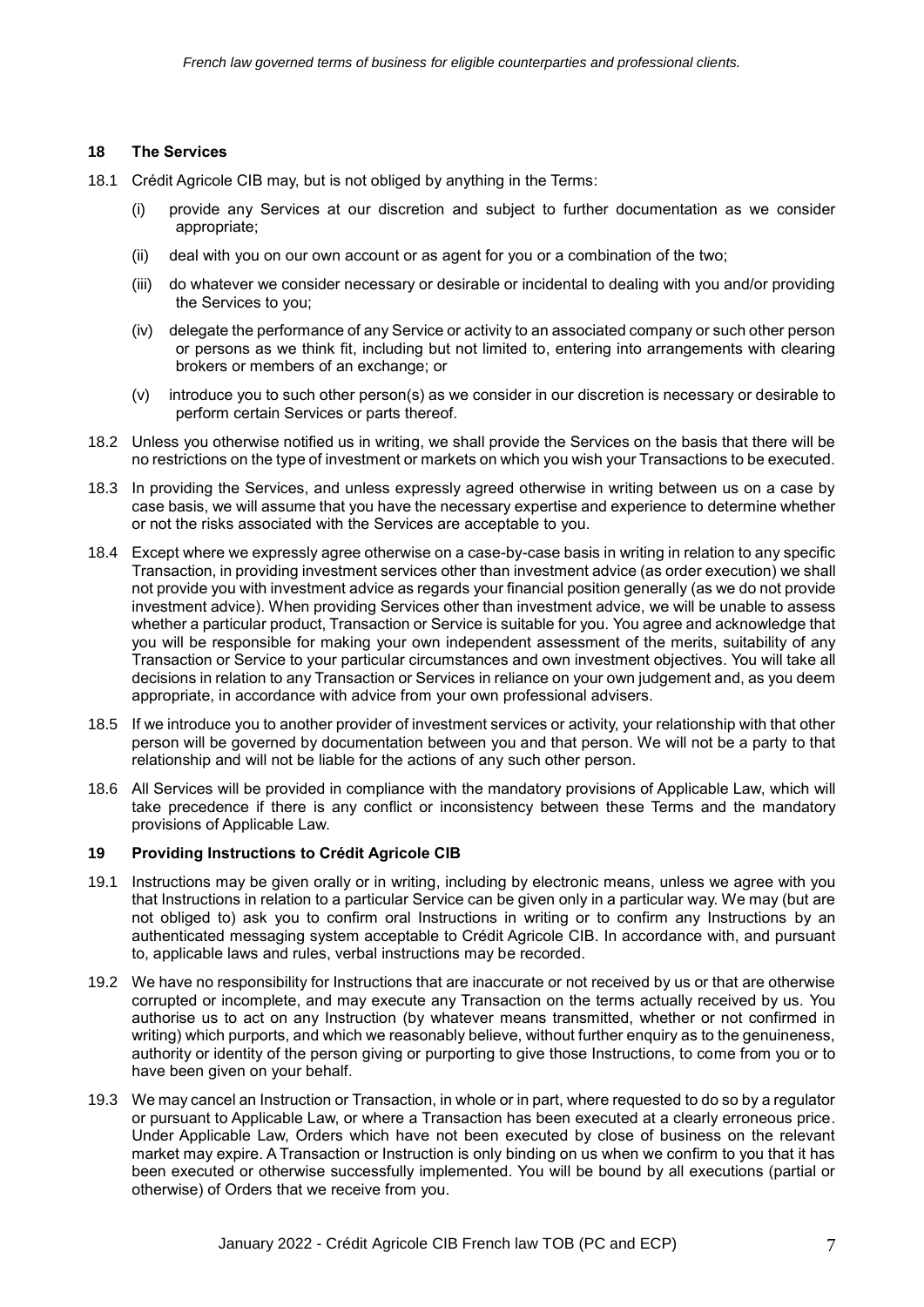## 18 The Services

18.1 Crédit Agricole CIB may, but is not obliged by anything in the Terms:

(i) provide any Services at our discretion and subject to further documentation as we consider appropriate;

(ii) deal with you on our own account or as agent for you or a combination of the two;

(iii) do whatever we consider necessary or desirable or incidental to dealing with you and/or providing the Services to you;

(iv) delegate the performance of any Service or activity to an associated company or such other person or persons as we think fit, including but not limited to, entering into arrangements with clearing brokers or members of an exchange; or

(v) introduce you to such other person(s) as we consider in our discretion is necessary or desirable to perform certain Services or parts thereof.

18.2 Unless you otherwise notified us in writing, we shall provide the Services on the basis that there will be no restrictions on the type of investment or markets on which you wish your Transactions to be executed.

18.3 In providing the Services, and unless expressly agreed otherwise in writing between us on a case by case basis, we will assume that you have the necessary expertise and experience to determine whether or not the risks associated with the Services are acceptable to you.

18.4 Except where we expressly agree otherwise on a case-by-case basis in writing in relation to any specific Transaction, in providing investment services other than investment advice (as order execution) we shall not provide you with investment advice as regards your financial position generally (as we do not provide investment advice). When providing Services other than investment advice, we will be unable to assess whether a particular product, Transaction or Service is suitable for you. You agree and acknowledge that you will be responsible for making your own independent assessment of the merits, suitability of any Transaction or Service to your particular circumstances and own investment objectives. You will take all decisions in relation to any Transaction or Services in reliance on your own judgement and, as you deem appropriate, in accordance with advice from your own professional advisers.

18.5 If we introduce you to another provider of investment services or activity, your relationship with that other person will be governed by documentation between you and that person. We will not be a party to that relationship and will not be liable for the actions of any such other person.

18.6 All Services will be provided in compliance with the mandatory provisions of Applicable Law, which will take precedence if there is any conflict or inconsistency between these Terms and the mandatory provisions of Applicable Law.

## 19 Providing Instructions to Crédit Agricole CIB

19.1 Instructions may be given orally or in writing, including by electronic means, unless we agree with you that Instructions in relation to a particular Service can be given only in a particular way. We may (but are not obliged to) ask you to confirm oral Instructions in writing or to confirm any Instructions by an authenticated messaging system acceptable to Crédit Agricole CIB. In accordance with, and pursuant to, applicable laws and rules, verbal instructions may be recorded.

19.2 We have no responsibility for Instructions that are inaccurate or not received by us or that are otherwise corrupted or incomplete, and may execute any Transaction on the terms actually received by us. You authorise us to act on any Instruction (by whatever means transmitted, whether or not confirmed in writing) which purports, and which we reasonably believe, without further enquiry as to the genuineness, authority or identity of the person giving or purporting to give those Instructions, to come from you or to have been given on your behalf.

19.3 We may cancel an Instruction or Transaction, in whole or in part, where requested to do so by a regulator or pursuant to Applicable Law, or where a Transaction has been executed at a clearly erroneous price. Under Applicable Law, Orders which have not been executed by close of business on the relevant market may expire. A Transaction or Instruction is only binding on us when we confirm to you that it has been executed or otherwise successfully implemented. You will be bound by all executions (partial or otherwise) of Orders that we receive from you.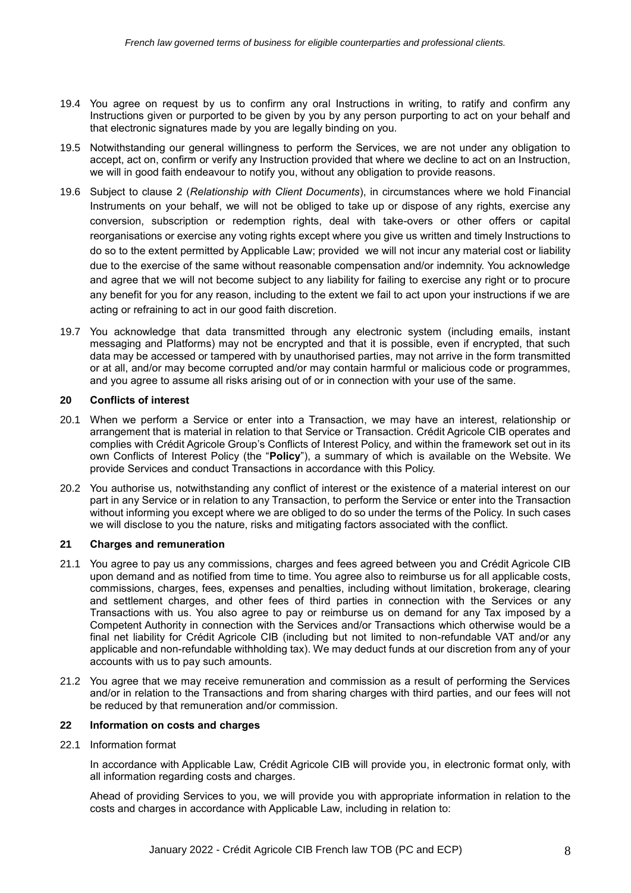19.4 You agree on request by us to confirm any oral Instructions in writing, to ratify and confirm any Instructions given or purported to be given by you by any person purporting to act on your behalf and that electronic signatures made by you are legally binding on you.

19.5 Notwithstanding our general willingness to perform the Services, we are not under any obligation to accept, act on, confirm or verify any Instruction provided that where we decline to act on an Instruction, we will in good faith endeavour to notify you, without any obligation to provide reasons.

19.6 Subject to clause 2 (*Relationship with Client Documents*), in circumstances where we hold Financial Instruments on your behalf, we will not be obliged to take up or dispose of any rights, exercise any conversion, subscription or redemption rights, deal with take-overs or other offers or capital reorganisations or exercise any voting rights except where you give us written and timely Instructions to do so to the extent permitted by Applicable Law; provided we will not incur any material cost or liability due to the exercise of the same without reasonable compensation and/or indemnity. You acknowledge and agree that we will not become subject to any liability for failing to exercise any right or to procure any benefit for you for any reason, including to the extent we fail to act upon your instructions if we are acting or refraining to act in our good faith discretion.

19.7 You acknowledge that data transmitted through any electronic system (including emails, instant messaging and Platforms) may not be encrypted and that it is possible, even if encrypted, that such data may be accessed or tampered with by unauthorised parties, may not arrive in the form transmitted or at all, and/or may become corrupted and/or may contain harmful or malicious code or programmes, and you agree to assume all risks arising out of or in connection with your use of the same.

## 20 Conflicts of interest

20.1 When we perform a Service or enter into a Transaction, we may have an interest, relationship or arrangement that is material in relation to that Service or Transaction. Crédit Agricole CIB operates and complies with Crédit Agricole Group's Conflicts of Interest Policy, and within the framework set out in its own Conflicts of Interest Policy (the "**Policy**"), a summary of which is available on the Website. We provide Services and conduct Transactions in accordance with this Policy.

20.2 You authorise us, notwithstanding any conflict of interest or the existence of a material interest on our part in any Service or in relation to any Transaction, to perform the Service or enter into the Transaction without informing you except where we are obliged to do so under the terms of the Policy. In such cases we will disclose to you the nature, risks and mitigating factors associated with the conflict.

## 21 Charges and remuneration

21.1 You agree to pay us any commissions, charges and fees agreed between you and Crédit Agricole CIB upon demand and as notified from time to time. You agree also to reimburse us for all applicable costs, commissions, charges, fees, expenses and penalties, including without limitation, brokerage, clearing and settlement charges, and other fees of third parties in connection with the Services or any Transactions with us. You also agree to pay or reimburse us on demand for any Tax imposed by a Competent Authority in connection with the Services and/or Transactions which otherwise would be a final net liability for Crédit Agricole CIB (including but not limited to non-refundable VAT and/or any applicable and non-refundable withholding tax). We may deduct funds at our discretion from any of your accounts with us to pay such amounts.

21.2 You agree that we may receive remuneration and commission as a result of performing the Services and/or in relation to the Transactions and from sharing charges with third parties, and our fees will not be reduced by that remuneration and/or commission.

## 22 Information on costs and charges

22.1 Information format

In accordance with Applicable Law, Crédit Agricole CIB will provide you, in electronic format only, with all information regarding costs and charges.

Ahead of providing Services to you, we will provide you with appropriate information in relation to the costs and charges in accordance with Applicable Law, including in relation to: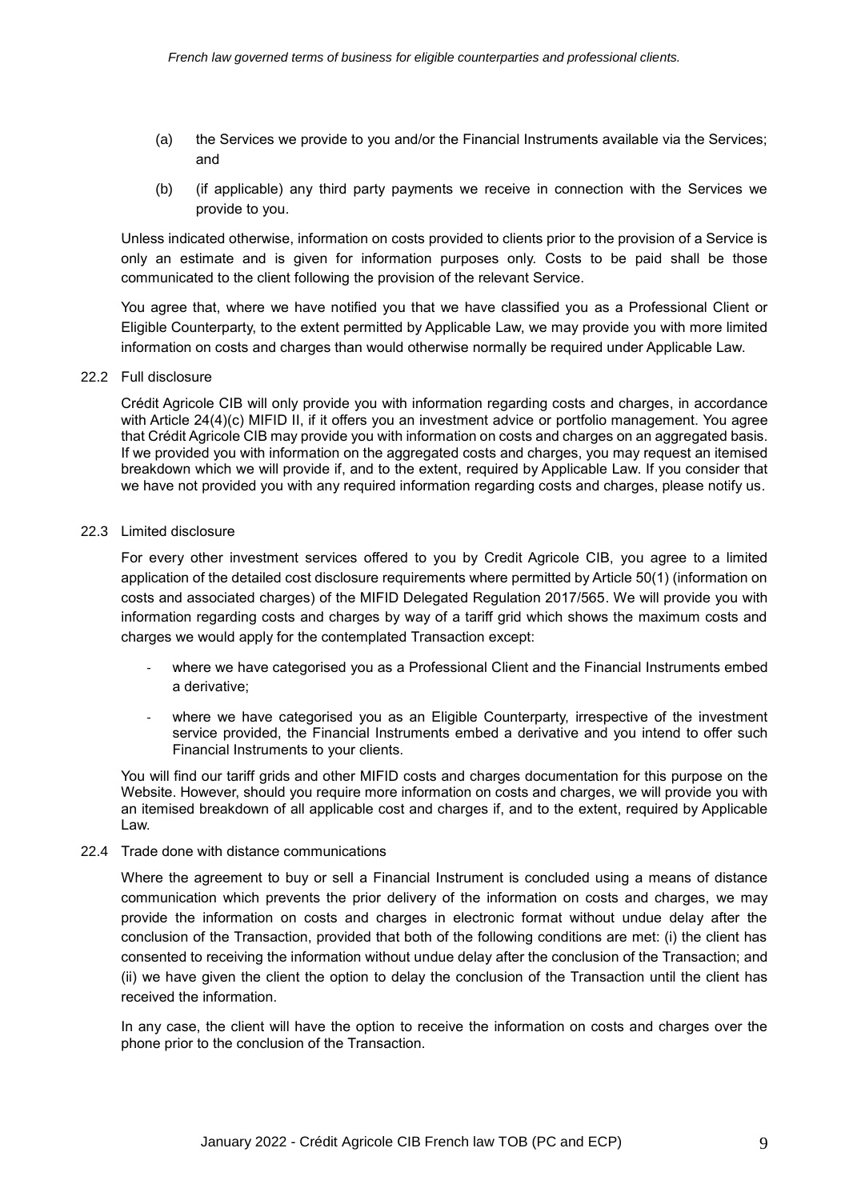(a) the Services we provide to you and/or the Financial Instruments available via the Services; and

(b) (if applicable) any third party payments we receive in connection with the Services we provide to you.

Unless indicated otherwise, information on costs provided to clients prior to the provision of a Service is only an estimate and is given for information purposes only. Costs to be paid shall be those communicated to the client following the provision of the relevant Service.

You agree that, where we have notified you that we have classified you as a Professional Client or Eligible Counterparty, to the extent permitted by Applicable Law, we may provide you with more limited information on costs and charges than would otherwise normally be required under Applicable Law.

22.2 Full disclosure

Crédit Agricole CIB will only provide you with information regarding costs and charges, in accordance with Article 24(4)(c) MIFID II, if it offers you an investment advice or portfolio management. You agree that Crédit Agricole CIB may provide you with information on costs and charges on an aggregated basis. If we provided you with information on the aggregated costs and charges, you may request an itemised breakdown which we will provide if, and to the extent, required by Applicable Law. If you consider that we have not provided you with any required information regarding costs and charges, please notify us.

22.3 Limited disclosure

For every other investment services offered to you by Credit Agricole CIB, you agree to a limited application of the detailed cost disclosure requirements where permitted by Article 50(1) (information on costs and associated charges) of the MIFID Delegated Regulation 2017/565. We will provide you with information regarding costs and charges by way of a tariff grid which shows the maximum costs and charges we would apply for the contemplated Transaction except:

- where we have categorised you as a Professional Client and the Financial Instruments embed a derivative;
- where we have categorised you as an Eligible Counterparty, irrespective of the investment service provided, the Financial Instruments embed a derivative and you intend to offer such Financial Instruments to your clients.

You will find our tariff grids and other MIFID costs and charges documentation for this purpose on the Website. However, should you require more information on costs and charges, we will provide you with an itemised breakdown of all applicable cost and charges if, and to the extent, required by Applicable Law.

22.4 Trade done with distance communications

Where the agreement to buy or sell a Financial Instrument is concluded using a means of distance communication which prevents the prior delivery of the information on costs and charges, we may provide the information on costs and charges in electronic format without undue delay after the conclusion of the Transaction, provided that both of the following conditions are met: (i) the client has consented to receiving the information without undue delay after the conclusion of the Transaction; and (ii) we have given the client the option to delay the conclusion of the Transaction until the client has received the information.

In any case, the client will have the option to receive the information on costs and charges over the phone prior to the conclusion of the Transaction.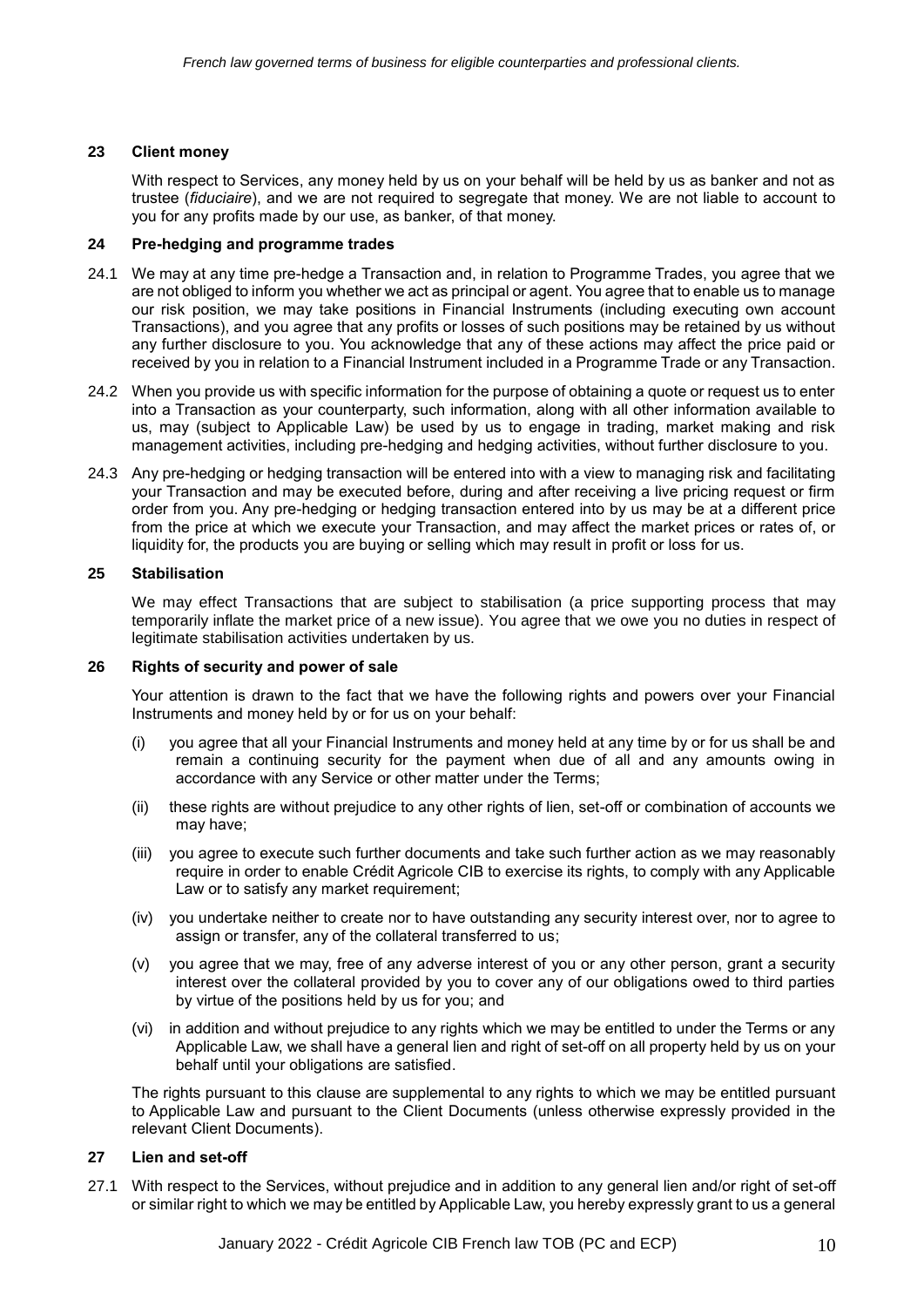## 23 Client money

With respect to Services, any money held by us on your behalf will be held by us as banker and not as trustee (*fiduciaire*), and we are not required to segregate that money. We are not liable to account to you for any profits made by our use, as banker, of that money.

## 24 Pre-hedging and programme trades

24.1 We may at any time pre-hedge a Transaction and, in relation to Programme Trades, you agree that we are not obliged to inform you whether we act as principal or agent. You agree that to enable us to manage our risk position, we may take positions in Financial Instruments (including executing own account Transactions), and you agree that any profits or losses of such positions may be retained by us without any further disclosure to you. You acknowledge that any of these actions may affect the price paid or received by you in relation to a Financial Instrument included in a Programme Trade or any Transaction.

24.2 When you provide us with specific information for the purpose of obtaining a quote or request us to enter into a Transaction as your counterparty, such information, along with all other information available to us, may (subject to Applicable Law) be used by us to engage in trading, market making and risk management activities, including pre-hedging and hedging activities, without further disclosure to you.

24.3 Any pre-hedging or hedging transaction will be entered into with a view to managing risk and facilitating your Transaction and may be executed before, during and after receiving a live pricing request or firm order from you. Any pre-hedging or hedging transaction entered into by us may be at a different price from the price at which we execute your Transaction, and may affect the market prices or rates of, or liquidity for, the products you are buying or selling which may result in profit or loss for us.

## 25 Stabilisation

We may effect Transactions that are subject to stabilisation (a price supporting process that may temporarily inflate the market price of a new issue). You agree that we owe you no duties in respect of legitimate stabilisation activities undertaken by us.

## 26 Rights of security and power of sale

Your attention is drawn to the fact that we have the following rights and powers over your Financial Instruments and money held by or for us on your behalf:

(i) you agree that all your Financial Instruments and money held at any time by or for us shall be and remain a continuing security for the payment when due of all and any amounts owing in accordance with any Service or other matter under the Terms;

(ii) these rights are without prejudice to any other rights of lien, set-off or combination of accounts we may have;

(iii) you agree to execute such further documents and take such further action as we may reasonably require in order to enable Crédit Agricole CIB to exercise its rights, to comply with any Applicable Law or to satisfy any market requirement;

(iv) you undertake neither to create nor to have outstanding any security interest over, nor to agree to assign or transfer, any of the collateral transferred to us;

(v) you agree that we may, free of any adverse interest of you or any other person, grant a security interest over the collateral provided by you to cover any of our obligations owed to third parties by virtue of the positions held by us for you; and

(vi) in addition and without prejudice to any rights which we may be entitled to under the Terms or any Applicable Law, we shall have a general lien and right of set-off on all property held by us on your behalf until your obligations are satisfied.

The rights pursuant to this clause are supplemental to any rights to which we may be entitled pursuant to Applicable Law and pursuant to the Client Documents (unless otherwise expressly provided in the relevant Client Documents).

## 27 Lien and set-off

27.1 With respect to the Services, without prejudice and in addition to any general lien and/or right of set-off or similar right to which we may be entitled by Applicable Law, you hereby expressly grant to us a general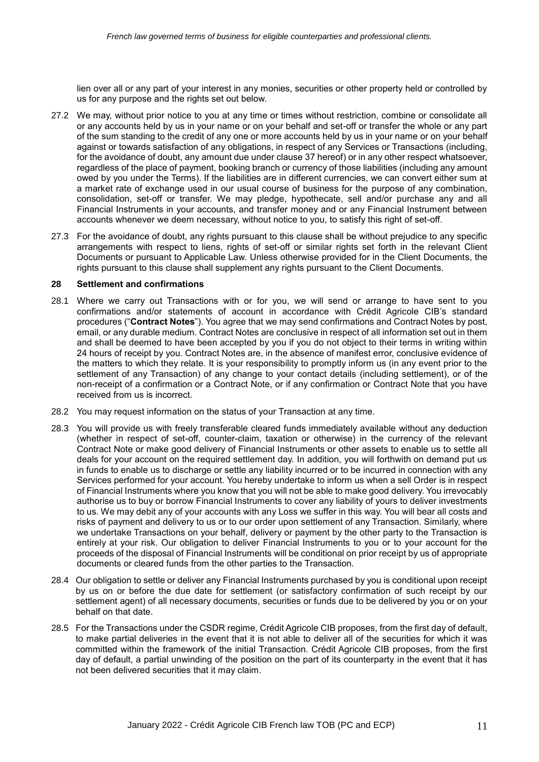lien over all or any part of your interest in any monies, securities or other property held or controlled by us for any purpose and the rights set out below.

27.2 We may, without prior notice to you at any time or times without restriction, combine or consolidate all or any accounts held by us in your name or on your behalf and set-off or transfer the whole or any part of the sum standing to the credit of any one or more accounts held by us in your name or on your behalf against or towards satisfaction of any obligations, in respect of any Services or Transactions (including, for the avoidance of doubt, any amount due under clause 37 hereof) or in any other respect whatsoever, regardless of the place of payment, booking branch or currency of those liabilities (including any amount owed by you under the Terms). If the liabilities are in different currencies, we can convert either sum at a market rate of exchange used in our usual course of business for the purpose of any combination, consolidation, set-off or transfer. We may pledge, hypothecate, sell and/or purchase any and all Financial Instruments in your accounts, and transfer money and or any Financial Instrument between accounts whenever we deem necessary, without notice to you, to satisfy this right of set-off.

27.3 For the avoidance of doubt, any rights pursuant to this clause shall be without prejudice to any specific arrangements with respect to liens, rights of set-off or similar rights set forth in the relevant Client Documents or pursuant to Applicable Law. Unless otherwise provided for in the Client Documents, the rights pursuant to this clause shall supplement any rights pursuant to the Client Documents.

## 28 Settlement and confirmations

28.1 Where we carry out Transactions with or for you, we will send or arrange to have sent to you confirmations and/or statements of account in accordance with Crédit Agricole CIB's standard procedures ("**Contract Notes**"). You agree that we may send confirmations and Contract Notes by post, email, or any durable medium. Contract Notes are conclusive in respect of all information set out in them and shall be deemed to have been accepted by you if you do not object to their terms in writing within 24 hours of receipt by you. Contract Notes are, in the absence of manifest error, conclusive evidence of the matters to which they relate. It is your responsibility to promptly inform us (in any event prior to the settlement of any Transaction) of any change to your contact details (including settlement), or of the non-receipt of a confirmation or a Contract Note, or if any confirmation or Contract Note that you have received from us is incorrect.

28.2 You may request information on the status of your Transaction at any time.

28.3 You will provide us with freely transferable cleared funds immediately available without any deduction (whether in respect of set-off, counter-claim, taxation or otherwise) in the currency of the relevant Contract Note or make good delivery of Financial Instruments or other assets to enable us to settle all deals for your account on the required settlement day. In addition, you will forthwith on demand put us in funds to enable us to discharge or settle any liability incurred or to be incurred in connection with any Services performed for your account. You hereby undertake to inform us when a sell Order is in respect of Financial Instruments where you know that you will not be able to make good delivery. You irrevocably authorise us to buy or borrow Financial Instruments to cover any liability of yours to deliver investments to us. We may debit any of your accounts with any Loss we suffer in this way. You will bear all costs and risks of payment and delivery to us or to our order upon settlement of any Transaction. Similarly, where we undertake Transactions on your behalf, delivery or payment by the other party to the Transaction is entirely at your risk. Our obligation to deliver Financial Instruments to you or to your account for the proceeds of the disposal of Financial Instruments will be conditional on prior receipt by us of appropriate documents or cleared funds from the other parties to the Transaction.

28.4 Our obligation to settle or deliver any Financial Instruments purchased by you is conditional upon receipt by us on or before the due date for settlement (or satisfactory confirmation of such receipt by our settlement agent) of all necessary documents, securities or funds due to be delivered by you or on your behalf on that date.

28.5 For the Transactions under the CSDR regime, Crédit Agricole CIB proposes, from the first day of default, to make partial deliveries in the event that it is not able to deliver all of the securities for which it was committed within the framework of the initial Transaction. Crédit Agricole CIB proposes, from the first day of default, a partial unwinding of the position on the part of its counterparty in the event that it has not been delivered securities that it may claim.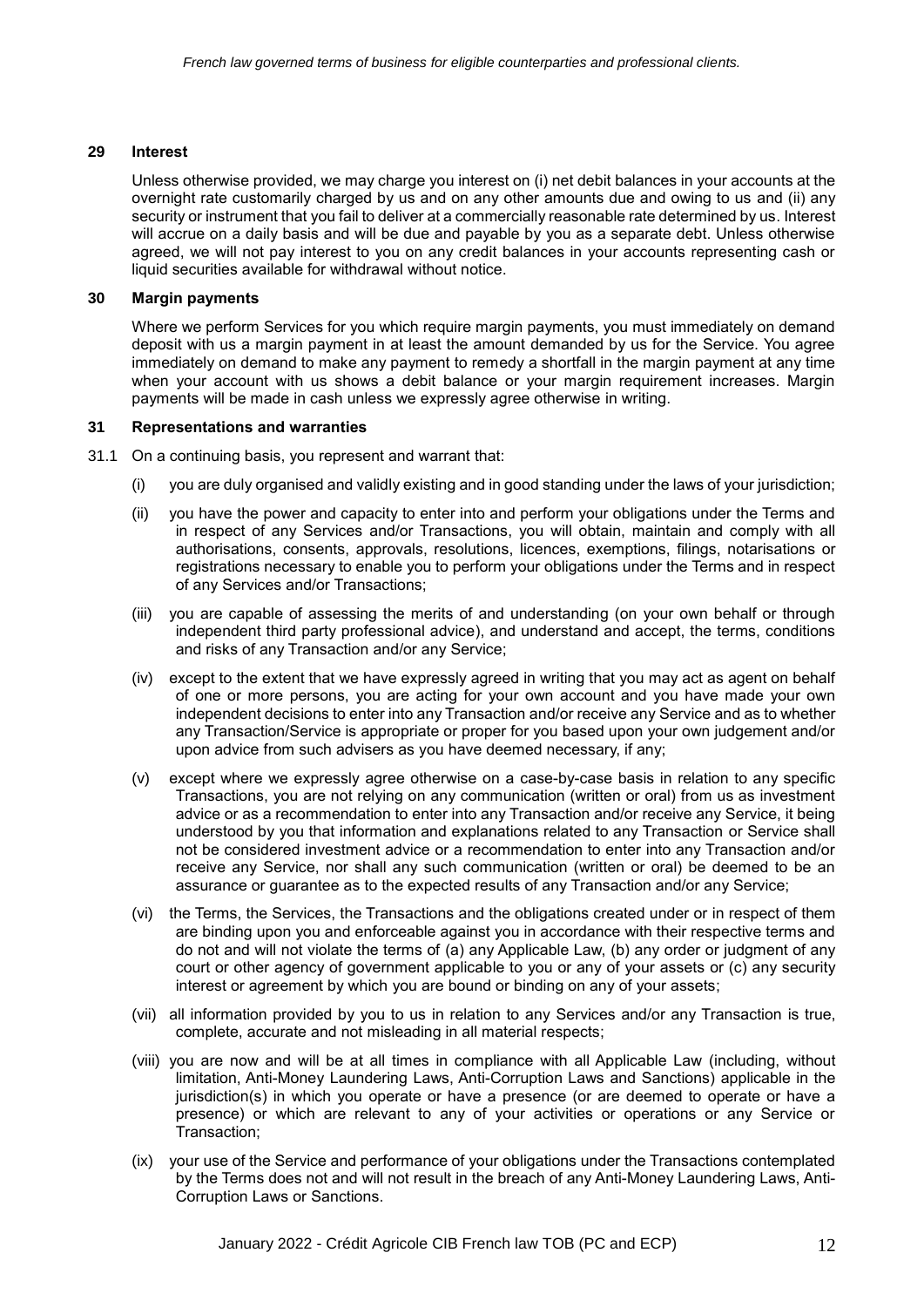## 29 Interest

Unless otherwise provided, we may charge you interest on (i) net debit balances in your accounts at the overnight rate customarily charged by us and on any other amounts due and owing to us and (ii) any security or instrument that you fail to deliver at a commercially reasonable rate determined by us. Interest will accrue on a daily basis and will be due and payable by you as a separate debt. Unless otherwise agreed, we will not pay interest to you on any credit balances in your accounts representing cash or liquid securities available for withdrawal without notice.

## 30 Margin payments

Where we perform Services for you which require margin payments, you must immediately on demand deposit with us a margin payment in at least the amount demanded by us for the Service. You agree immediately on demand to make any payment to remedy a shortfall in the margin payment at any time when your account with us shows a debit balance or your margin requirement increases. Margin payments will be made in cash unless we expressly agree otherwise in writing.

## 31 Representations and warranties

31.1 On a continuing basis, you represent and warrant that:

(i) you are duly organised and validly existing and in good standing under the laws of your jurisdiction;

(ii) you have the power and capacity to enter into and perform your obligations under the Terms and in respect of any Services and/or Transactions, you will obtain, maintain and comply with all authorisations, consents, approvals, resolutions, licences, exemptions, filings, notarisations or registrations necessary to enable you to perform your obligations under the Terms and in respect of any Services and/or Transactions;

(iii) you are capable of assessing the merits of and understanding (on your own behalf or through independent third party professional advice), and understand and accept, the terms, conditions and risks of any Transaction and/or any Service;

(iv) except to the extent that we have expressly agreed in writing that you may act as agent on behalf of one or more persons, you are acting for your own account and you have made your own independent decisions to enter into any Transaction and/or receive any Service and as to whether any Transaction/Service is appropriate or proper for you based upon your own judgement and/or upon advice from such advisers as you have deemed necessary, if any;

(v) except where we expressly agree otherwise on a case-by-case basis in relation to any specific Transactions, you are not relying on any communication (written or oral) from us as investment advice or as a recommendation to enter into any Transaction and/or receive any Service, it being understood by you that information and explanations related to any Transaction or Service shall not be considered investment advice or a recommendation to enter into any Transaction and/or receive any Service, nor shall any such communication (written or oral) be deemed to be an assurance or guarantee as to the expected results of any Transaction and/or any Service;

(vi) the Terms, the Services, the Transactions and the obligations created under or in respect of them are binding upon you and enforceable against you in accordance with their respective terms and do not and will not violate the terms of (a) any Applicable Law, (b) any order or judgment of any court or other agency of government applicable to you or any of your assets or (c) any security interest or agreement by which you are bound or binding on any of your assets;

(vii) all information provided by you to us in relation to any Services and/or any Transaction is true, complete, accurate and not misleading in all material respects;

(viii) you are now and will be at all times in compliance with all Applicable Law (including, without limitation, Anti-Money Laundering Laws, Anti-Corruption Laws and Sanctions) applicable in the jurisdiction(s) in which you operate or have a presence (or are deemed to operate or have a presence) or which are relevant to any of your activities or operations or any Service or Transaction;

(ix) your use of the Service and performance of your obligations under the Transactions contemplated by the Terms does not and will not result in the breach of any Anti-Money Laundering Laws, Anti-Corruption Laws or Sanctions.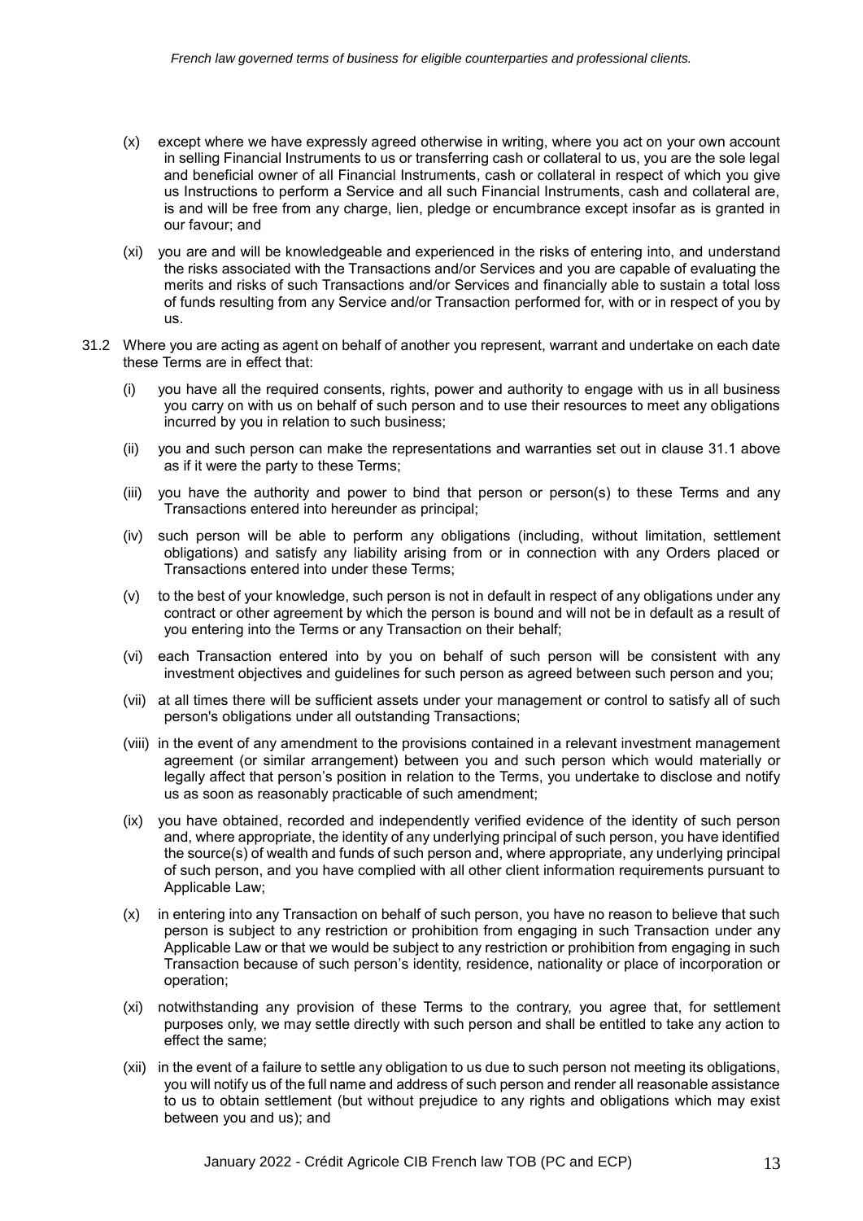(x) except where we have expressly agreed otherwise in writing, where you act on your own account in selling Financial Instruments to us or transferring cash or collateral to us, you are the sole legal and beneficial owner of all Financial Instruments, cash or collateral in respect of which you give us Instructions to perform a Service and all such Financial Instruments, cash and collateral are, is and will be free from any charge, lien, pledge or encumbrance except insofar as is granted in our favour; and

(xi) you are and will be knowledgeable and experienced in the risks of entering into, and understand the risks associated with the Transactions and/or Services and you are capable of evaluating the merits and risks of such Transactions and/or Services and financially able to sustain a total loss of funds resulting from any Service and/or Transaction performed for, with or in respect of you by us.

31.2 Where you are acting as agent on behalf of another you represent, warrant and undertake on each date these Terms are in effect that:

(i) you have all the required consents, rights, power and authority to engage with us in all business you carry on with us on behalf of such person and to use their resources to meet any obligations incurred by you in relation to such business;

(ii) you and such person can make the representations and warranties set out in clause 31.1 above as if it were the party to these Terms;

(iii) you have the authority and power to bind that person or person(s) to these Terms and any Transactions entered into hereunder as principal;

(iv) such person will be able to perform any obligations (including, without limitation, settlement obligations) and satisfy any liability arising from or in connection with any Orders placed or Transactions entered into under these Terms;

(v) to the best of your knowledge, such person is not in default in respect of any obligations under any contract or other agreement by which the person is bound and will not be in default as a result of you entering into the Terms or any Transaction on their behalf;

(vi) each Transaction entered into by you on behalf of such person will be consistent with any investment objectives and guidelines for such person as agreed between such person and you;

(vii) at all times there will be sufficient assets under your management or control to satisfy all of such person's obligations under all outstanding Transactions;

(viii) in the event of any amendment to the provisions contained in a relevant investment management agreement (or similar arrangement) between you and such person which would materially or legally affect that person's position in relation to the Terms, you undertake to disclose and notify us as soon as reasonably practicable of such amendment;

(ix) you have obtained, recorded and independently verified evidence of the identity of such person and, where appropriate, the identity of any underlying principal of such person, you have identified the source(s) of wealth and funds of such person and, where appropriate, any underlying principal of such person, and you have complied with all other client information requirements pursuant to Applicable Law;

(x) in entering into any Transaction on behalf of such person, you have no reason to believe that such person is subject to any restriction or prohibition from engaging in such Transaction under any Applicable Law or that we would be subject to any restriction or prohibition from engaging in such Transaction because of such person's identity, residence, nationality or place of incorporation or operation;

(xi) notwithstanding any provision of these Terms to the contrary, you agree that, for settlement purposes only, we may settle directly with such person and shall be entitled to take any action to effect the same;

(xii) in the event of a failure to settle any obligation to us due to such person not meeting its obligations, you will notify us of the full name and address of such person and render all reasonable assistance to us to obtain settlement (but without prejudice to any rights and obligations which may exist between you and us); and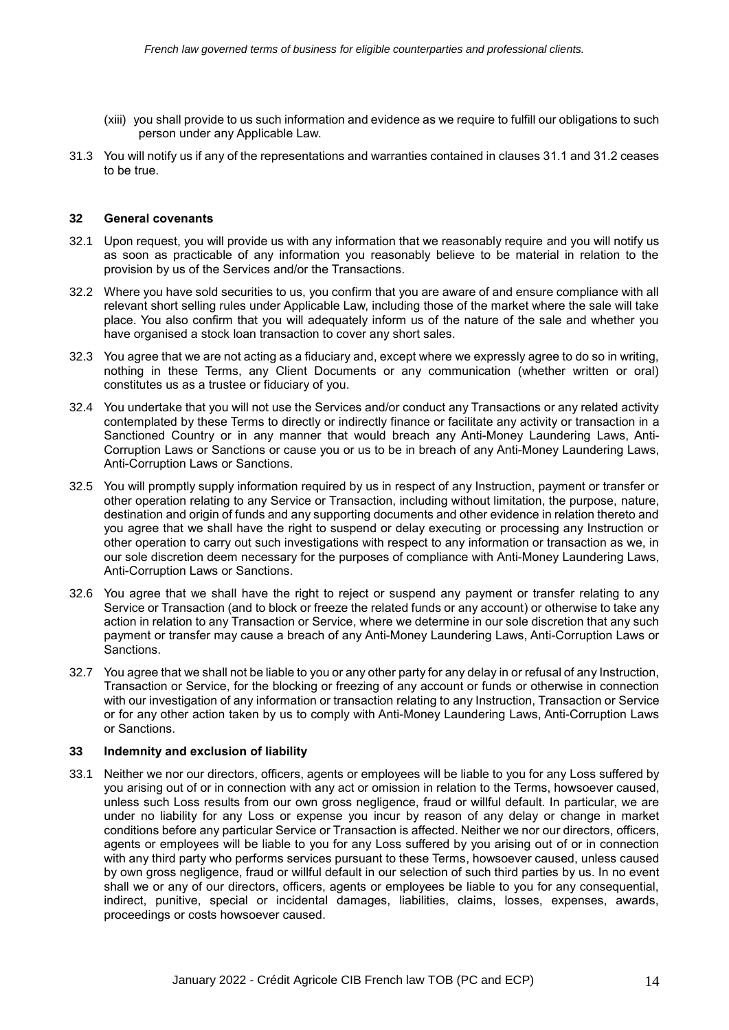(xiii) you shall provide to us such information and evidence as we require to fulfill our obligations to such person under any Applicable Law.

31.3 You will notify us if any of the representations and warranties contained in clauses 31.1 and 31.2 ceases to be true.

## 32 General covenants

32.1 Upon request, you will provide us with any information that we reasonably require and you will notify us as soon as practicable of any information you reasonably believe to be material in relation to the provision by us of the Services and/or the Transactions.

32.2 Where you have sold securities to us, you confirm that you are aware of and ensure compliance with all relevant short selling rules under Applicable Law, including those of the market where the sale will take place. You also confirm that you will adequately inform us of the nature of the sale and whether you have organised a stock loan transaction to cover any short sales.

32.3 You agree that we are not acting as a fiduciary and, except where we expressly agree to do so in writing, nothing in these Terms, any Client Documents or any communication (whether written or oral) constitutes us as a trustee or fiduciary of you.

32.4 You undertake that you will not use the Services and/or conduct any Transactions or any related activity contemplated by these Terms to directly or indirectly finance or facilitate any activity or transaction in a Sanctioned Country or in any manner that would breach any Anti-Money Laundering Laws, Anti-Corruption Laws or Sanctions or cause you or us to be in breach of any Anti-Money Laundering Laws, Anti-Corruption Laws or Sanctions.

32.5 You will promptly supply information required by us in respect of any Instruction, payment or transfer or other operation relating to any Service or Transaction, including without limitation, the purpose, nature, destination and origin of funds and any supporting documents and other evidence in relation thereto and you agree that we shall have the right to suspend or delay executing or processing any Instruction or other operation to carry out such investigations with respect to any information or transaction as we, in our sole discretion deem necessary for the purposes of compliance with Anti-Money Laundering Laws, Anti-Corruption Laws or Sanctions.

32.6 You agree that we shall have the right to reject or suspend any payment or transfer relating to any Service or Transaction (and to block or freeze the related funds or any account) or otherwise to take any action in relation to any Transaction or Service, where we determine in our sole discretion that any such payment or transfer may cause a breach of any Anti-Money Laundering Laws, Anti-Corruption Laws or Sanctions.

32.7 You agree that we shall not be liable to you or any other party for any delay in or refusal of any Instruction, Transaction or Service, for the blocking or freezing of any account or funds or otherwise in connection with our investigation of any information or transaction relating to any Instruction, Transaction or Service or for any other action taken by us to comply with Anti-Money Laundering Laws, Anti-Corruption Laws or Sanctions.

## 33 Indemnity and exclusion of liability

33.1 Neither we nor our directors, officers, agents or employees will be liable to you for any Loss suffered by you arising out of or in connection with any act or omission in relation to the Terms, howsoever caused, unless such Loss results from our own gross negligence, fraud or willful default. In particular, we are under no liability for any Loss or expense you incur by reason of any delay or change in market conditions before any particular Service or Transaction is affected. Neither we nor our directors, officers, agents or employees will be liable to you for any Loss suffered by you arising out of or in connection with any third party who performs services pursuant to these Terms, howsoever caused, unless caused by own gross negligence, fraud or willful default in our selection of such third parties by us. In no event shall we or any of our directors, officers, agents or employees be liable to you for any consequential, indirect, punitive, special or incidental damages, liabilities, claims, losses, expenses, awards, proceedings or costs howsoever caused.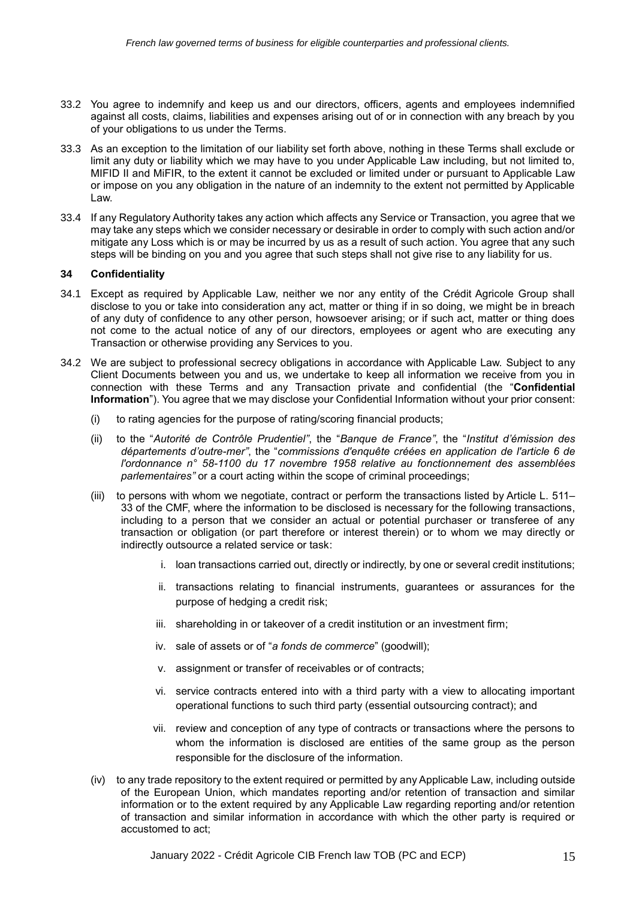33.2 You agree to indemnify and keep us and our directors, officers, agents and employees indemnified against all costs, claims, liabilities and expenses arising out of or in connection with any breach by you of your obligations to us under the Terms.

33.3 As an exception to the limitation of our liability set forth above, nothing in these Terms shall exclude or limit any duty or liability which we may have to you under Applicable Law including, but not limited to, MIFID II and MiFIR, to the extent it cannot be excluded or limited under or pursuant to Applicable Law or impose on you any obligation in the nature of an indemnity to the extent not permitted by Applicable Law.

33.4 If any Regulatory Authority takes any action which affects any Service or Transaction, you agree that we may take any steps which we consider necessary or desirable in order to comply with such action and/or mitigate any Loss which is or may be incurred by us as a result of such action. You agree that any such steps will be binding on you and you agree that such steps shall not give rise to any liability for us.

### 34 Confidentiality

34.1 Except as required by Applicable Law, neither we nor any entity of the Crédit Agricole Group shall disclose to you or take into consideration any act, matter or thing if in so doing, we might be in breach of any duty of confidence to any other person, howsoever arising; or if such act, matter or thing does not come to the actual notice of any of our directors, employees or agent who are executing any Transaction or otherwise providing any Services to you.

34.2 We are subject to professional secrecy obligations in accordance with Applicable Law. Subject to any Client Documents between you and us, we undertake to keep all information we receive from you in connection with these Terms and any Transaction private and confidential (the "**Confidential Information**"). You agree that we may disclose your Confidential Information without your prior consent:

(i) to rating agencies for the purpose of rating/scoring financial products;

(ii) to the "*Autorité de Contrôle Prudentiel"*, the "*Banque de France"*, the "*Institut d'émission des départements d'outre-mer"*, the "*commissions d'enquête créées en application de l'article 6 de l'ordonnance n° 58-1100 du 17 novembre 1958 relative au fonctionnement des assemblées parlementaires"* or a court acting within the scope of criminal proceedings;

(iii) to persons with whom we negotiate, contract or perform the transactions listed by Article L. 511–33 of the CMF, where the information to be disclosed is necessary for the following transactions, including to a person that we consider an actual or potential purchaser or transferee of any transaction or obligation (or part therefore or interest therein) or to whom we may directly or indirectly outsource a related service or task:

   i. loan transactions carried out, directly or indirectly, by one or several credit institutions;

   ii. transactions relating to financial instruments, guarantees or assurances for the purpose of hedging a credit risk;

   iii. shareholding in or takeover of a credit institution or an investment firm;

   iv. sale of assets or of "*a fonds de commerce*" (goodwill);

   v. assignment or transfer of receivables or of contracts;

   vi. service contracts entered into with a third party with a view to allocating important operational functions to such third party (essential outsourcing contract); and

   vii. review and conception of any type of contracts or transactions where the persons to whom the information is disclosed are entities of the same group as the person responsible for the disclosure of the information.

(iv) to any trade repository to the extent required or permitted by any Applicable Law, including outside of the European Union, which mandates reporting and/or retention of transaction and similar information or to the extent required by any Applicable Law regarding reporting and/or retention of transaction and similar information in accordance with which the other party is required or accustomed to act;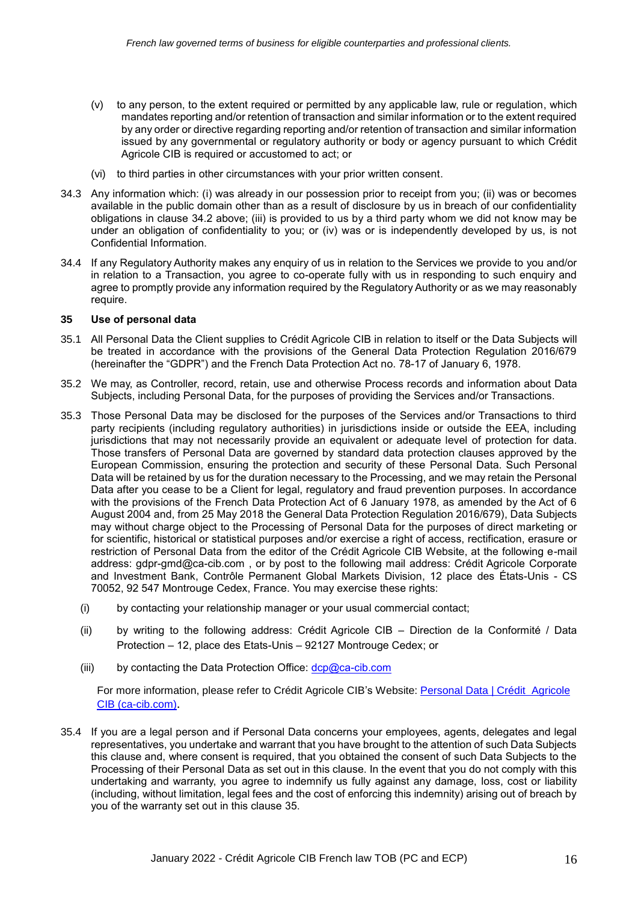(v) to any person, to the extent required or permitted by any applicable law, rule or regulation, which mandates reporting and/or retention of transaction and similar information or to the extent required by any order or directive regarding reporting and/or retention of transaction and similar information issued by any governmental or regulatory authority or body or agency pursuant to which Crédit Agricole CIB is required or accustomed to act; or

(vi) to third parties in other circumstances with your prior written consent.

34.3 Any information which: (i) was already in our possession prior to receipt from you; (ii) was or becomes available in the public domain other than as a result of disclosure by us in breach of our confidentiality obligations in clause 34.2 above; (iii) is provided to us by a third party whom we did not know may be under an obligation of confidentiality to you; or (iv) was or is independently developed by us, is not Confidential Information.

34.4 If any Regulatory Authority makes any enquiry of us in relation to the Services we provide to you and/or in relation to a Transaction, you agree to co-operate fully with us in responding to such enquiry and agree to promptly provide any information required by the Regulatory Authority or as we may reasonably require.

## 35 Use of personal data

35.1 All Personal Data the Client supplies to Crédit Agricole CIB in relation to itself or the Data Subjects will be treated in accordance with the provisions of the General Data Protection Regulation 2016/679 (hereinafter the "GDPR") and the French Data Protection Act no. 78-17 of January 6, 1978.

35.2 We may, as Controller, record, retain, use and otherwise Process records and information about Data Subjects, including Personal Data, for the purposes of providing the Services and/or Transactions.

35.3 Those Personal Data may be disclosed for the purposes of the Services and/or Transactions to third party recipients (including regulatory authorities) in jurisdictions inside or outside the EEA, including jurisdictions that may not necessarily provide an equivalent or adequate level of protection for data. Those transfers of Personal Data are governed by standard data protection clauses approved by the European Commission, ensuring the protection and security of these Personal Data. Such Personal Data will be retained by us for the duration necessary to the Processing, and we may retain the Personal Data after you cease to be a Client for legal, regulatory and fraud prevention purposes. In accordance with the provisions of the French Data Protection Act of 6 January 1978, as amended by the Act of 6 August 2004 and, from 25 May 2018 the General Data Protection Regulation 2016/679), Data Subjects may without charge object to the Processing of Personal Data for the purposes of direct marketing or for scientific, historical or statistical purposes and/or exercise a right of access, rectification, erasure or restriction of Personal Data from the editor of the Crédit Agricole CIB Website, at the following e-mail address: gdpr-gmd@ca-cib.com , or by post to the following mail address: Crédit Agricole Corporate and Investment Bank, Contrôle Permanent Global Markets Division, 12 place des États-Unis - CS 70052, 92 547 Montrouge Cedex, France. You may exercise these rights:

(i) by contacting your relationship manager or your usual commercial contact;

(ii) by writing to the following address: Crédit Agricole CIB – Direction de la Conformité / Data Protection – 12, place des Etats-Unis – 92127 Montrouge Cedex; or

(iii) by contacting the Data Protection Office: dcp@ca-cib.com

For more information, please refer to Crédit Agricole CIB's Website: Personal Data | Crédit Agricole CIB (ca-cib.com).

35.4 If you are a legal person and if Personal Data concerns your employees, agents, delegates and legal representatives, you undertake and warrant that you have brought to the attention of such Data Subjects this clause and, where consent is required, that you obtained the consent of such Data Subjects to the Processing of their Personal Data as set out in this clause. In the event that you do not comply with this undertaking and warranty, you agree to indemnify us fully against any damage, loss, cost or liability (including, without limitation, legal fees and the cost of enforcing this indemnity) arising out of breach by you of the warranty set out in this clause 35.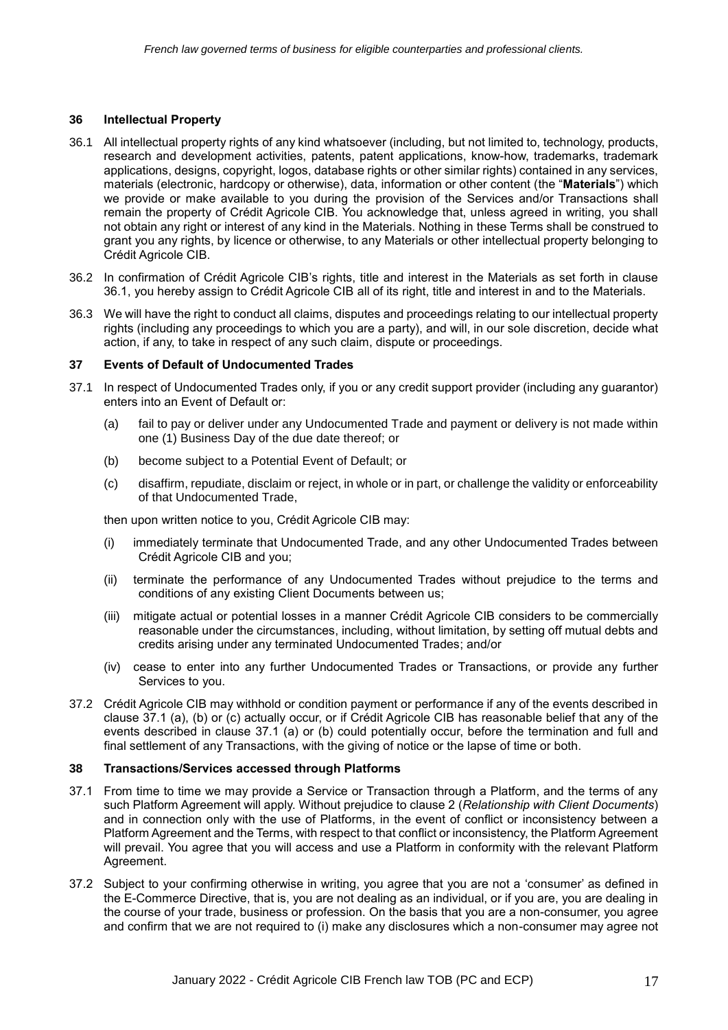## 36 Intellectual Property

36.1 All intellectual property rights of any kind whatsoever (including, but not limited to, technology, products, research and development activities, patents, patent applications, know-how, trademarks, trademark applications, designs, copyright, logos, database rights or other similar rights) contained in any services, materials (electronic, hardcopy or otherwise), data, information or other content (the "**Materials**") which we provide or make available to you during the provision of the Services and/or Transactions shall remain the property of Crédit Agricole CIB. You acknowledge that, unless agreed in writing, you shall not obtain any right or interest of any kind in the Materials. Nothing in these Terms shall be construed to grant you any rights, by licence or otherwise, to any Materials or other intellectual property belonging to Crédit Agricole CIB.

36.2 In confirmation of Crédit Agricole CIB's rights, title and interest in the Materials as set forth in clause 36.1, you hereby assign to Crédit Agricole CIB all of its right, title and interest in and to the Materials.

36.3 We will have the right to conduct all claims, disputes and proceedings relating to our intellectual property rights (including any proceedings to which you are a party), and will, in our sole discretion, decide what action, if any, to take in respect of any such claim, dispute or proceedings.

## 37 Events of Default of Undocumented Trades

37.1 In respect of Undocumented Trades only, if you or any credit support provider (including any guarantor) enters into an Event of Default or:

(a) fail to pay or deliver under any Undocumented Trade and payment or delivery is not made within one (1) Business Day of the due date thereof; or

(b) become subject to a Potential Event of Default; or

(c) disaffirm, repudiate, disclaim or reject, in whole or in part, or challenge the validity or enforceability of that Undocumented Trade,

then upon written notice to you, Crédit Agricole CIB may:

(i) immediately terminate that Undocumented Trade, and any other Undocumented Trades between Crédit Agricole CIB and you;

(ii) terminate the performance of any Undocumented Trades without prejudice to the terms and conditions of any existing Client Documents between us;

(iii) mitigate actual or potential losses in a manner Crédit Agricole CIB considers to be commercially reasonable under the circumstances, including, without limitation, by setting off mutual debts and credits arising under any terminated Undocumented Trades; and/or

(iv) cease to enter into any further Undocumented Trades or Transactions, or provide any further Services to you.

37.2 Crédit Agricole CIB may withhold or condition payment or performance if any of the events described in clause 37.1 (a), (b) or (c) actually occur, or if Crédit Agricole CIB has reasonable belief that any of the events described in clause 37.1 (a) or (b) could potentially occur, before the termination and full and final settlement of any Transactions, with the giving of notice or the lapse of time or both.

## 38 Transactions/Services accessed through Platforms

37.1 From time to time we may provide a Service or Transaction through a Platform, and the terms of any such Platform Agreement will apply. Without prejudice to clause 2 (*Relationship with Client Documents*) and in connection only with the use of Platforms, in the event of conflict or inconsistency between a Platform Agreement and the Terms, with respect to that conflict or inconsistency, the Platform Agreement will prevail. You agree that you will access and use a Platform in conformity with the relevant Platform Agreement.

37.2 Subject to your confirming otherwise in writing, you agree that you are not a 'consumer' as defined in the E-Commerce Directive, that is, you are not dealing as an individual, or if you are, you are dealing in the course of your trade, business or profession. On the basis that you are a non-consumer, you agree and confirm that we are not required to (i) make any disclosures which a non-consumer may agree not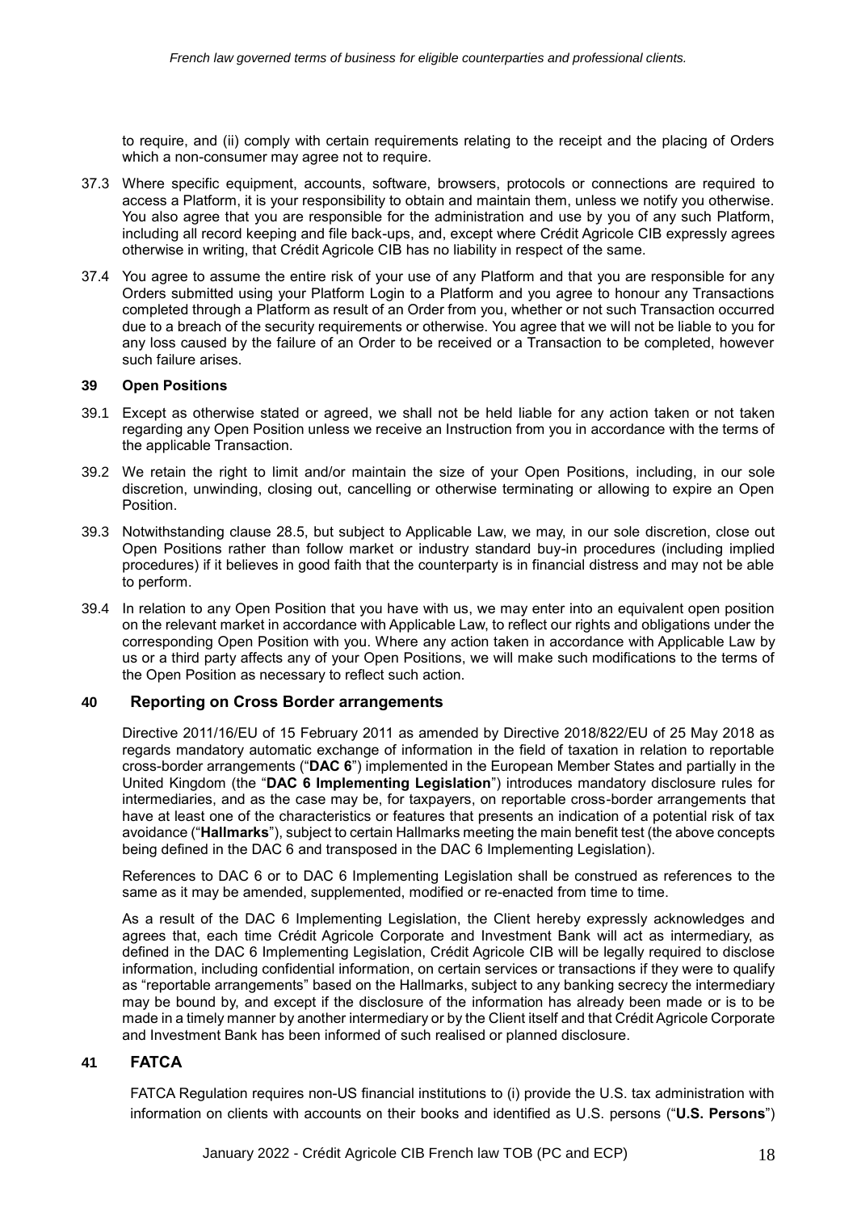to require, and (ii) comply with certain requirements relating to the receipt and the placing of Orders which a non-consumer may agree not to require.

37.3 Where specific equipment, accounts, software, browsers, protocols or connections are required to access a Platform, it is your responsibility to obtain and maintain them, unless we notify you otherwise. You also agree that you are responsible for the administration and use by you of any such Platform, including all record keeping and file back-ups, and, except where Crédit Agricole CIB expressly agrees otherwise in writing, that Crédit Agricole CIB has no liability in respect of the same.

37.4 You agree to assume the entire risk of your use of any Platform and that you are responsible for any Orders submitted using your Platform Login to a Platform and you agree to honour any Transactions completed through a Platform as result of an Order from you, whether or not such Transaction occurred due to a breach of the security requirements or otherwise. You agree that we will not be liable to you for any loss caused by the failure of an Order to be received or a Transaction to be completed, however such failure arises.

## 39 Open Positions

39.1 Except as otherwise stated or agreed, we shall not be held liable for any action taken or not taken regarding any Open Position unless we receive an Instruction from you in accordance with the terms of the applicable Transaction.

39.2 We retain the right to limit and/or maintain the size of your Open Positions, including, in our sole discretion, unwinding, closing out, cancelling or otherwise terminating or allowing to expire an Open Position.

39.3 Notwithstanding clause 28.5, but subject to Applicable Law, we may, in our sole discretion, close out Open Positions rather than follow market or industry standard buy-in procedures (including implied procedures) if it believes in good faith that the counterparty is in financial distress and may not be able to perform.

39.4 In relation to any Open Position that you have with us, we may enter into an equivalent open position on the relevant market in accordance with Applicable Law, to reflect our rights and obligations under the corresponding Open Position with you. Where any action taken in accordance with Applicable Law by us or a third party affects any of your Open Positions, we will make such modifications to the terms of the Open Position as necessary to reflect such action.

## 40 Reporting on Cross Border arrangements

Directive 2011/16/EU of 15 February 2011 as amended by Directive 2018/822/EU of 25 May 2018 as regards mandatory automatic exchange of information in the field of taxation in relation to reportable cross-border arrangements ("**DAC 6**") implemented in the European Member States and partially in the United Kingdom (the "**DAC 6 Implementing Legislation**") introduces mandatory disclosure rules for intermediaries, and as the case may be, for taxpayers, on reportable cross-border arrangements that have at least one of the characteristics or features that presents an indication of a potential risk of tax avoidance ("**Hallmarks**"), subject to certain Hallmarks meeting the main benefit test (the above concepts being defined in the DAC 6 and transposed in the DAC 6 Implementing Legislation).

References to DAC 6 or to DAC 6 Implementing Legislation shall be construed as references to the same as it may be amended, supplemented, modified or re-enacted from time to time.

As a result of the DAC 6 Implementing Legislation, the Client hereby expressly acknowledges and agrees that, each time Crédit Agricole Corporate and Investment Bank will act as intermediary, as defined in the DAC 6 Implementing Legislation, Crédit Agricole CIB will be legally required to disclose information, including confidential information, on certain services or transactions if they were to qualify as "reportable arrangements" based on the Hallmarks, subject to any banking secrecy the intermediary may be bound by, and except if the disclosure of the information has already been made or is to be made in a timely manner by another intermediary or by the Client itself and that Crédit Agricole Corporate and Investment Bank has been informed of such realised or planned disclosure.

## 41 FATCA

FATCA Regulation requires non-US financial institutions to (i) provide the U.S. tax administration with information on clients with accounts on their books and identified as U.S. persons ("**U.S. Persons**")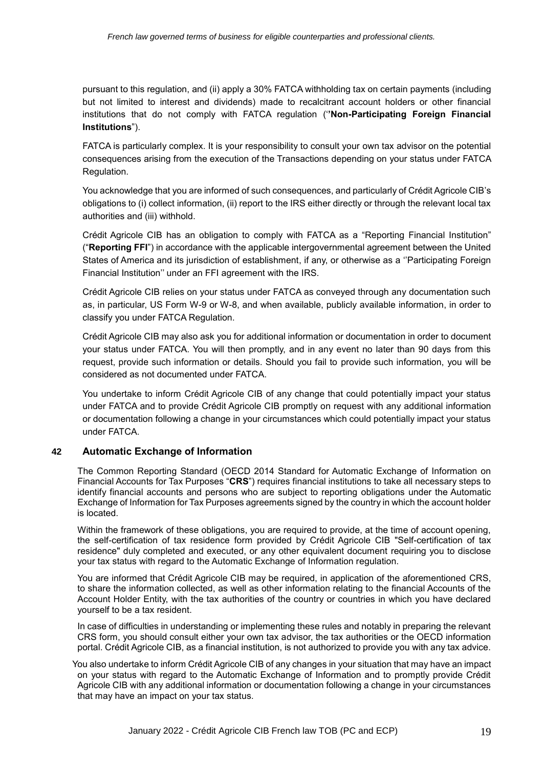pursuant to this regulation, and (ii) apply a 30% FATCA withholding tax on certain payments (including but not limited to interest and dividends) made to recalcitrant account holders or other financial institutions that do not comply with FATCA regulation (''**Non-Participating Foreign Financial Institutions**").

FATCA is particularly complex. It is your responsibility to consult your own tax advisor on the potential consequences arising from the execution of the Transactions depending on your status under FATCA Regulation.

You acknowledge that you are informed of such consequences, and particularly of Crédit Agricole CIB's obligations to (i) collect information, (ii) report to the IRS either directly or through the relevant local tax authorities and (iii) withhold.

Crédit Agricole CIB has an obligation to comply with FATCA as a "Reporting Financial Institution" ("**Reporting FFI**") in accordance with the applicable intergovernmental agreement between the United States of America and its jurisdiction of establishment, if any, or otherwise as a ''Participating Foreign Financial Institution'' under an FFI agreement with the IRS.

Crédit Agricole CIB relies on your status under FATCA as conveyed through any documentation such as, in particular, US Form W-9 or W-8, and when available, publicly available information, in order to classify you under FATCA Regulation.

Crédit Agricole CIB may also ask you for additional information or documentation in order to document your status under FATCA. You will then promptly, and in any event no later than 90 days from this request, provide such information or details. Should you fail to provide such information, you will be considered as not documented under FATCA.

You undertake to inform Crédit Agricole CIB of any change that could potentially impact your status under FATCA and to provide Crédit Agricole CIB promptly on request with any additional information or documentation following a change in your circumstances which could potentially impact your status under FATCA.

## 42 Automatic Exchange of Information

The Common Reporting Standard (OECD 2014 Standard for Automatic Exchange of Information on Financial Accounts for Tax Purposes "**CRS**") requires financial institutions to take all necessary steps to identify financial accounts and persons who are subject to reporting obligations under the Automatic Exchange of Information for Tax Purposes agreements signed by the country in which the account holder is located.

Within the framework of these obligations, you are required to provide, at the time of account opening, the self-certification of tax residence form provided by Crédit Agricole CIB "Self-certification of tax residence" duly completed and executed, or any other equivalent document requiring you to disclose your tax status with regard to the Automatic Exchange of Information regulation.

You are informed that Crédit Agricole CIB may be required, in application of the aforementioned CRS, to share the information collected, as well as other information relating to the financial Accounts of the Account Holder Entity, with the tax authorities of the country or countries in which you have declared yourself to be a tax resident.

In case of difficulties in understanding or implementing these rules and notably in preparing the relevant CRS form, you should consult either your own tax advisor, the tax authorities or the OECD information portal. Crédit Agricole CIB, as a financial institution, is not authorized to provide you with any tax advice.

You also undertake to inform Crédit Agricole CIB of any changes in your situation that may have an impact on your status with regard to the Automatic Exchange of Information and to promptly provide Crédit Agricole CIB with any additional information or documentation following a change in your circumstances that may have an impact on your tax status.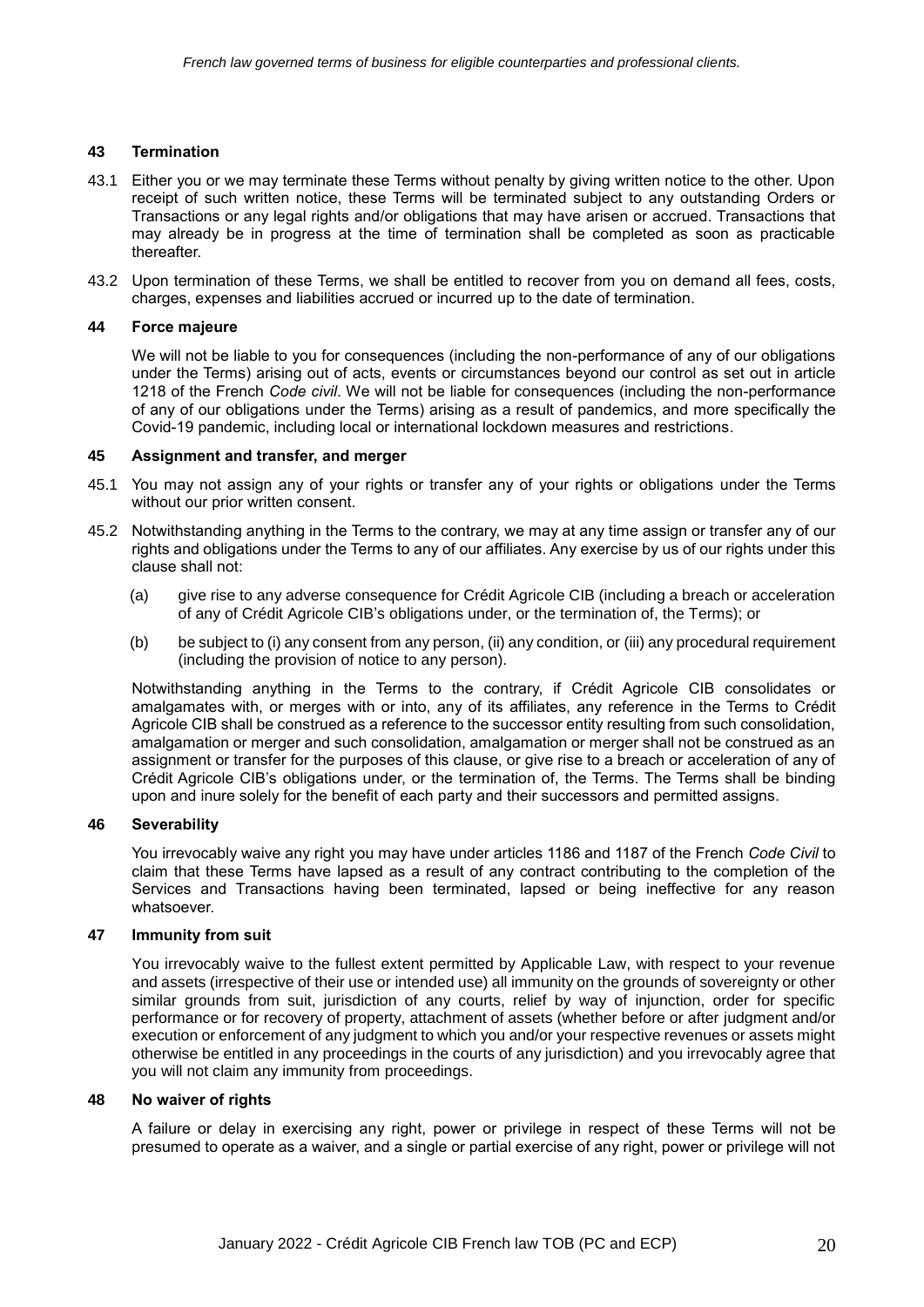## 43 Termination

43.1 Either you or we may terminate these Terms without penalty by giving written notice to the other. Upon receipt of such written notice, these Terms will be terminated subject to any outstanding Orders or Transactions or any legal rights and/or obligations that may have arisen or accrued. Transactions that may already be in progress at the time of termination shall be completed as soon as practicable thereafter.

43.2 Upon termination of these Terms, we shall be entitled to recover from you on demand all fees, costs, charges, expenses and liabilities accrued or incurred up to the date of termination.

## 44 Force majeure

We will not be liable to you for consequences (including the non-performance of any of our obligations under the Terms) arising out of acts, events or circumstances beyond our control as set out in article 1218 of the French *Code civil*. We will not be liable for consequences (including the non-performance of any of our obligations under the Terms) arising as a result of pandemics, and more specifically the Covid-19 pandemic, including local or international lockdown measures and restrictions.

## 45 Assignment and transfer, and merger

45.1 You may not assign any of your rights or transfer any of your rights or obligations under the Terms without our prior written consent.

45.2 Notwithstanding anything in the Terms to the contrary, we may at any time assign or transfer any of our rights and obligations under the Terms to any of our affiliates. Any exercise by us of our rights under this clause shall not:

(a) give rise to any adverse consequence for Crédit Agricole CIB (including a breach or acceleration of any of Crédit Agricole CIB's obligations under, or the termination of, the Terms); or

(b) be subject to (i) any consent from any person, (ii) any condition, or (iii) any procedural requirement (including the provision of notice to any person).

Notwithstanding anything in the Terms to the contrary, if Crédit Agricole CIB consolidates or amalgamates with, or merges with or into, any of its affiliates, any reference in the Terms to Crédit Agricole CIB shall be construed as a reference to the successor entity resulting from such consolidation, amalgamation or merger and such consolidation, amalgamation or merger shall not be construed as an assignment or transfer for the purposes of this clause, or give rise to a breach or acceleration of any of Crédit Agricole CIB's obligations under, or the termination of, the Terms. The Terms shall be binding upon and inure solely for the benefit of each party and their successors and permitted assigns.

## 46 Severability

You irrevocably waive any right you may have under articles 1186 and 1187 of the French *Code Civil* to claim that these Terms have lapsed as a result of any contract contributing to the completion of the Services and Transactions having been terminated, lapsed or being ineffective for any reason whatsoever.

## 47 Immunity from suit

You irrevocably waive to the fullest extent permitted by Applicable Law, with respect to your revenue and assets (irrespective of their use or intended use) all immunity on the grounds of sovereignty or other similar grounds from suit, jurisdiction of any courts, relief by way of injunction, order for specific performance or for recovery of property, attachment of assets (whether before or after judgment and/or execution or enforcement of any judgment to which you and/or your respective revenues or assets might otherwise be entitled in any proceedings in the courts of any jurisdiction) and you irrevocably agree that you will not claim any immunity from proceedings.

## 48 No waiver of rights

A failure or delay in exercising any right, power or privilege in respect of these Terms will not be presumed to operate as a waiver, and a single or partial exercise of any right, power or privilege will not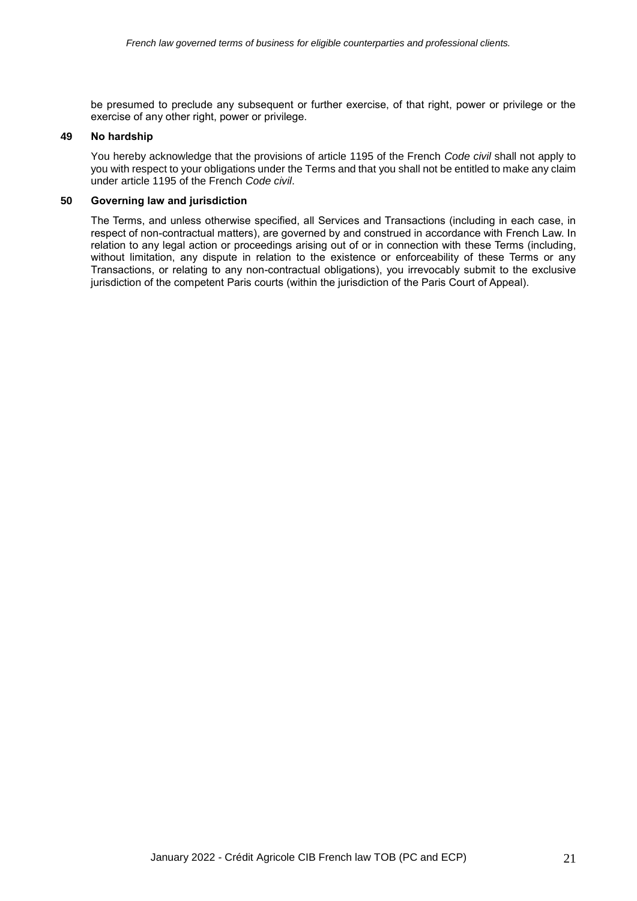be presumed to preclude any subsequent or further exercise, of that right, power or privilege or the exercise of any other right, power or privilege.

## 49 No hardship

You hereby acknowledge that the provisions of article 1195 of the French *Code civil* shall not apply to you with respect to your obligations under the Terms and that you shall not be entitled to make any claim under article 1195 of the French *Code civil*.

## 50 Governing law and jurisdiction

The Terms, and unless otherwise specified, all Services and Transactions (including in each case, in respect of non-contractual matters), are governed by and construed in accordance with French Law. In relation to any legal action or proceedings arising out of or in connection with these Terms (including, without limitation, any dispute in relation to the existence or enforceability of these Terms or any Transactions, or relating to any non-contractual obligations), you irrevocably submit to the exclusive jurisdiction of the competent Paris courts (within the jurisdiction of the Paris Court of Appeal).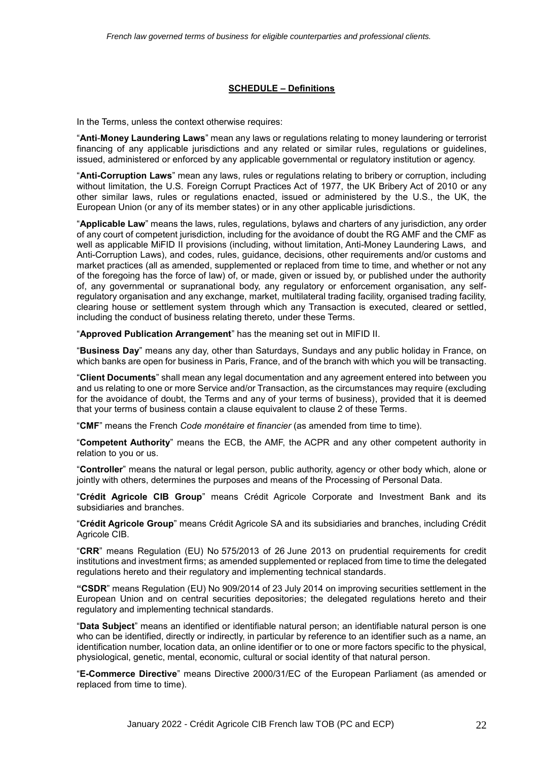## SCHEDULE – Definitions

In the Terms, unless the context otherwise requires:

"**Anti-Money Laundering Laws**" mean any laws or regulations relating to money laundering or terrorist financing of any applicable jurisdictions and any related or similar rules, regulations or guidelines, issued, administered or enforced by any applicable governmental or regulatory institution or agency.

"**Anti-Corruption Laws**" mean any laws, rules or regulations relating to bribery or corruption, including without limitation, the U.S. Foreign Corrupt Practices Act of 1977, the UK Bribery Act of 2010 or any other similar laws, rules or regulations enacted, issued or administered by the U.S., the UK, the European Union (or any of its member states) or in any other applicable jurisdictions.

"**Applicable Law**" means the laws, rules, regulations, bylaws and charters of any jurisdiction, any order of any court of competent jurisdiction, including for the avoidance of doubt the RG AMF and the CMF as well as applicable MiFID II provisions (including, without limitation, Anti-Money Laundering Laws, and Anti-Corruption Laws), and codes, rules, guidance, decisions, other requirements and/or customs and market practices (all as amended, supplemented or replaced from time to time, and whether or not any of the foregoing has the force of law) of, or made, given or issued by, or published under the authority of, any governmental or supranational body, any regulatory or enforcement organisation, any self-regulatory organisation and any exchange, market, multilateral trading facility, organised trading facility, clearing house or settlement system through which any Transaction is executed, cleared or settled, including the conduct of business relating thereto, under these Terms.

"**Approved Publication Arrangement**" has the meaning set out in MIFID II.

"**Business Day**" means any day, other than Saturdays, Sundays and any public holiday in France, on which banks are open for business in Paris, France, and of the branch with which you will be transacting.

"**Client Documents**" shall mean any legal documentation and any agreement entered into between you and us relating to one or more Service and/or Transaction, as the circumstances may require (excluding for the avoidance of doubt, the Terms and any of your terms of business), provided that it is deemed that your terms of business contain a clause equivalent to clause 2 of these Terms.

"**CMF**" means the French *Code monétaire et financier* (as amended from time to time).

"**Competent Authority**" means the ECB, the AMF, the ACPR and any other competent authority in relation to you or us.

"**Controller**" means the natural or legal person, public authority, agency or other body which, alone or jointly with others, determines the purposes and means of the Processing of Personal Data.

"**Crédit Agricole CIB Group**" means Crédit Agricole Corporate and Investment Bank and its subsidiaries and branches.

"**Crédit Agricole Group**" means Crédit Agricole SA and its subsidiaries and branches, including Crédit Agricole CIB.

"**CRR**" means Regulation (EU) No 575/2013 of 26 June 2013 on prudential requirements for credit institutions and investment firms; as amended supplemented or replaced from time to time the delegated regulations hereto and their regulatory and implementing technical standards.

"**CSDR**" means Regulation (EU) No 909/2014 of 23 July 2014 on improving securities settlement in the European Union and on central securities depositories; the delegated regulations hereto and their regulatory and implementing technical standards.

"**Data Subject**" means an identified or identifiable natural person; an identifiable natural person is one who can be identified, directly or indirectly, in particular by reference to an identifier such as a name, an identification number, location data, an online identifier or to one or more factors specific to the physical, physiological, genetic, mental, economic, cultural or social identity of that natural person.

"**E-Commerce Directive**" means Directive 2000/31/EC of the European Parliament (as amended or replaced from time to time).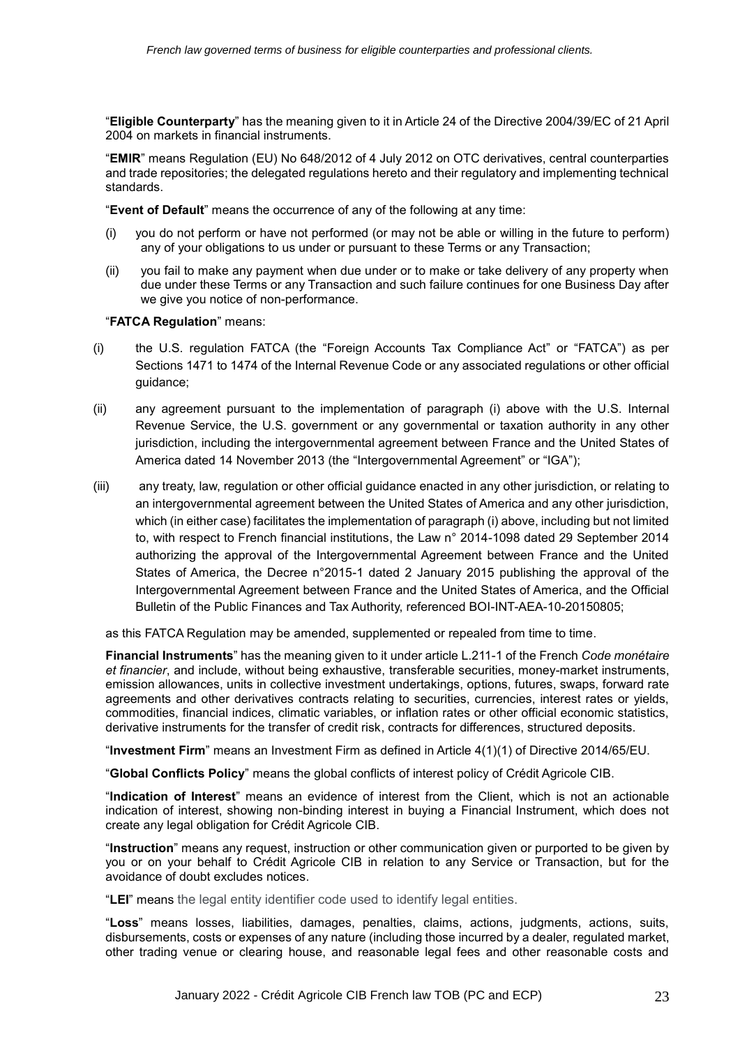"**Eligible Counterparty**" has the meaning given to it in Article 24 of the Directive 2004/39/EC of 21 April 2004 on markets in financial instruments.

"**EMIR**" means Regulation (EU) No 648/2012 of 4 July 2012 on OTC derivatives, central counterparties and trade repositories; the delegated regulations hereto and their regulatory and implementing technical standards.

"**Event of Default**" means the occurrence of any of the following at any time:

(i) you do not perform or have not performed (or may not be able or willing in the future to perform) any of your obligations to us under or pursuant to these Terms or any Transaction;

(ii) you fail to make any payment when due under or to make or take delivery of any property when due under these Terms or any Transaction and such failure continues for one Business Day after we give you notice of non-performance.

"**FATCA Regulation**" means:

(i) the U.S. regulation FATCA (the "Foreign Accounts Tax Compliance Act" or "FATCA") as per Sections 1471 to 1474 of the Internal Revenue Code or any associated regulations or other official guidance;

(ii) any agreement pursuant to the implementation of paragraph (i) above with the U.S. Internal Revenue Service, the U.S. government or any governmental or taxation authority in any other jurisdiction, including the intergovernmental agreement between France and the United States of America dated 14 November 2013 (the "Intergovernmental Agreement" or "IGA");

(iii) any treaty, law, regulation or other official guidance enacted in any other jurisdiction, or relating to an intergovernmental agreement between the United States of America and any other jurisdiction, which (in either case) facilitates the implementation of paragraph (i) above, including but not limited to, with respect to French financial institutions, the Law n° 2014-1098 dated 29 September 2014 authorizing the approval of the Intergovernmental Agreement between France and the United States of America, the Decree n°2015-1 dated 2 January 2015 publishing the approval of the Intergovernmental Agreement between France and the United States of America, and the Official Bulletin of the Public Finances and Tax Authority, referenced BOI-INT-AEA-10-20150805;

as this FATCA Regulation may be amended, supplemented or repealed from time to time.

**Financial Instruments**" has the meaning given to it under article L.211-1 of the French *Code monétaire et financier*, and include, without being exhaustive, transferable securities, money-market instruments, emission allowances, units in collective investment undertakings, options, futures, swaps, forward rate agreements and other derivatives contracts relating to securities, currencies, interest rates or yields, commodities, financial indices, climatic variables, or inflation rates or other official economic statistics, derivative instruments for the transfer of credit risk, contracts for differences, structured deposits.

"**Investment Firm**" means an Investment Firm as defined in Article 4(1)(1) of Directive 2014/65/EU.

"**Global Conflicts Policy**" means the global conflicts of interest policy of Crédit Agricole CIB.

"**Indication of Interest**" means an evidence of interest from the Client, which is not an actionable indication of interest, showing non-binding interest in buying a Financial Instrument, which does not create any legal obligation for Crédit Agricole CIB.

"**Instruction**" means any request, instruction or other communication given or purported to be given by you or on your behalf to Crédit Agricole CIB in relation to any Service or Transaction, but for the avoidance of doubt excludes notices.

"**LEI**" means the legal entity identifier code used to identify legal entities.

"**Loss**" means losses, liabilities, damages, penalties, claims, actions, judgments, actions, suits, disbursements, costs or expenses of any nature (including those incurred by a dealer, regulated market, other trading venue or clearing house, and reasonable legal fees and other reasonable costs and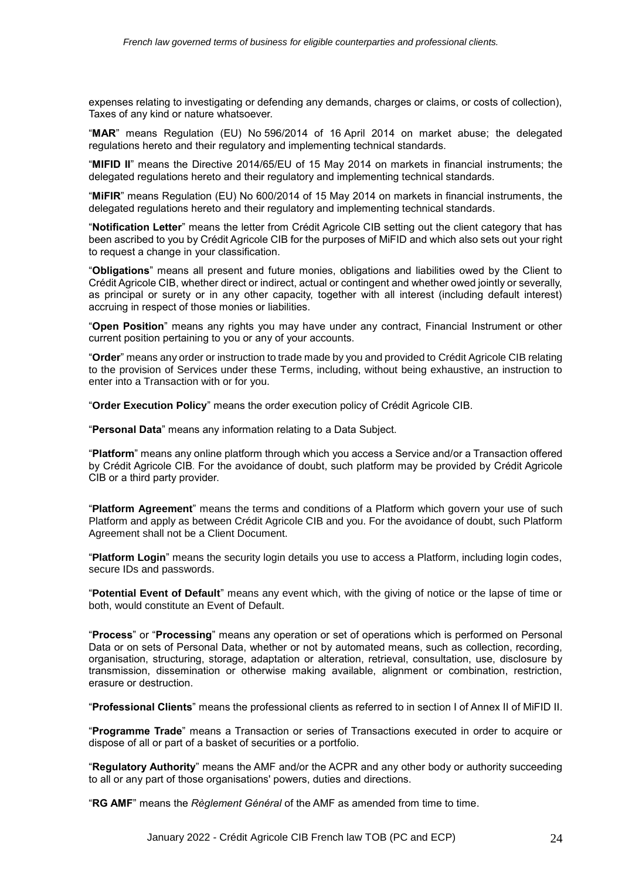expenses relating to investigating or defending any demands, charges or claims, or costs of collection), Taxes of any kind or nature whatsoever.

"**MAR**" means Regulation (EU) No 596/2014 of 16 April 2014 on market abuse; the delegated regulations hereto and their regulatory and implementing technical standards.

"**MIFID II**" means the Directive 2014/65/EU of 15 May 2014 on markets in financial instruments; the delegated regulations hereto and their regulatory and implementing technical standards.

"**MiFIR**" means Regulation (EU) No 600/2014 of 15 May 2014 on markets in financial instruments, the delegated regulations hereto and their regulatory and implementing technical standards.

"**Notification Letter**" means the letter from Crédit Agricole CIB setting out the client category that has been ascribed to you by Crédit Agricole CIB for the purposes of MiFID and which also sets out your right to request a change in your classification.

"**Obligations**" means all present and future monies, obligations and liabilities owed by the Client to Crédit Agricole CIB, whether direct or indirect, actual or contingent and whether owed jointly or severally, as principal or surety or in any other capacity, together with all interest (including default interest) accruing in respect of those monies or liabilities.

"**Open Position**" means any rights you may have under any contract, Financial Instrument or other current position pertaining to you or any of your accounts.

"**Order**" means any order or instruction to trade made by you and provided to Crédit Agricole CIB relating to the provision of Services under these Terms, including, without being exhaustive, an instruction to enter into a Transaction with or for you.

"**Order Execution Policy**" means the order execution policy of Crédit Agricole CIB.

"**Personal Data**" means any information relating to a Data Subject.

"**Platform**" means any online platform through which you access a Service and/or a Transaction offered by Crédit Agricole CIB. For the avoidance of doubt, such platform may be provided by Crédit Agricole CIB or a third party provider.

"**Platform Agreement**" means the terms and conditions of a Platform which govern your use of such Platform and apply as between Crédit Agricole CIB and you. For the avoidance of doubt, such Platform Agreement shall not be a Client Document.

"**Platform Login**" means the security login details you use to access a Platform, including login codes, secure IDs and passwords.

"**Potential Event of Default**" means any event which, with the giving of notice or the lapse of time or both, would constitute an Event of Default.

"**Process**" or "**Processing**" means any operation or set of operations which is performed on Personal Data or on sets of Personal Data, whether or not by automated means, such as collection, recording, organisation, structuring, storage, adaptation or alteration, retrieval, consultation, use, disclosure by transmission, dissemination or otherwise making available, alignment or combination, restriction, erasure or destruction.

"**Professional Clients**" means the professional clients as referred to in section I of Annex II of MiFID II.

"**Programme Trade**" means a Transaction or series of Transactions executed in order to acquire or dispose of all or part of a basket of securities or a portfolio.

"**Regulatory Authority**" means the AMF and/or the ACPR and any other body or authority succeeding to all or any part of those organisations' powers, duties and directions.

"**RG AMF**" means the *Règlement Général* of the AMF as amended from time to time.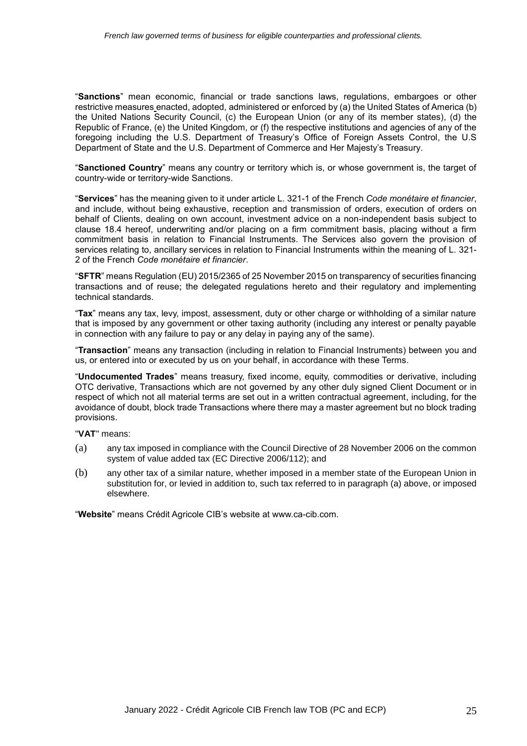"**Sanctions**" mean economic, financial or trade sanctions laws, regulations, embargoes or other restrictive measures enacted, adopted, administered or enforced by (a) the United States of America (b) the United Nations Security Council, (c) the European Union (or any of its member states), (d) the Republic of France, (e) the United Kingdom, or (f) the respective institutions and agencies of any of the foregoing including the U.S. Department of Treasury's Office of Foreign Assets Control, the U.S Department of State and the U.S. Department of Commerce and Her Majesty's Treasury.

"**Sanctioned Country**" means any country or territory which is, or whose government is, the target of country-wide or territory-wide Sanctions.

"**Services**" has the meaning given to it under article L. 321-1 of the French *Code monétaire et financier*, and include, without being exhaustive, reception and transmission of orders, execution of orders on behalf of Clients, dealing on own account, investment advice on a non-independent basis subject to clause 18.4 hereof, underwriting and/or placing on a firm commitment basis, placing without a firm commitment basis in relation to Financial Instruments. The Services also govern the provision of services relating to, ancillary services in relation to Financial Instruments within the meaning of L. 321-2 of the French *Code monétaire et financier*.

"**SFTR**" means Regulation (EU) 2015/2365 of 25 November 2015 on transparency of securities financing transactions and of reuse; the delegated regulations hereto and their regulatory and implementing technical standards.

"**Tax**" means any tax, levy, impost, assessment, duty or other charge or withholding of a similar nature that is imposed by any government or other taxing authority (including any interest or penalty payable in connection with any failure to pay or any delay in paying any of the same).

"**Transaction**" means any transaction (including in relation to Financial Instruments) between you and us, or entered into or executed by us on your behalf, in accordance with these Terms.

"**Undocumented Trades**" means treasury, fixed income, equity, commodities or derivative, including OTC derivative, Transactions which are not governed by any other duly signed Client Document or in respect of which not all material terms are set out in a written contractual agreement, including, for the avoidance of doubt, block trade Transactions where there may a master agreement but no block trading provisions.

"**VAT**" means:

(a) any tax imposed in compliance with the Council Directive of 28 November 2006 on the common system of value added tax (EC Directive 2006/112); and

(b) any other tax of a similar nature, whether imposed in a member state of the European Union in substitution for, or levied in addition to, such tax referred to in paragraph (a) above, or imposed elsewhere.

"**Website**" means Crédit Agricole CIB's website at www.ca-cib.com.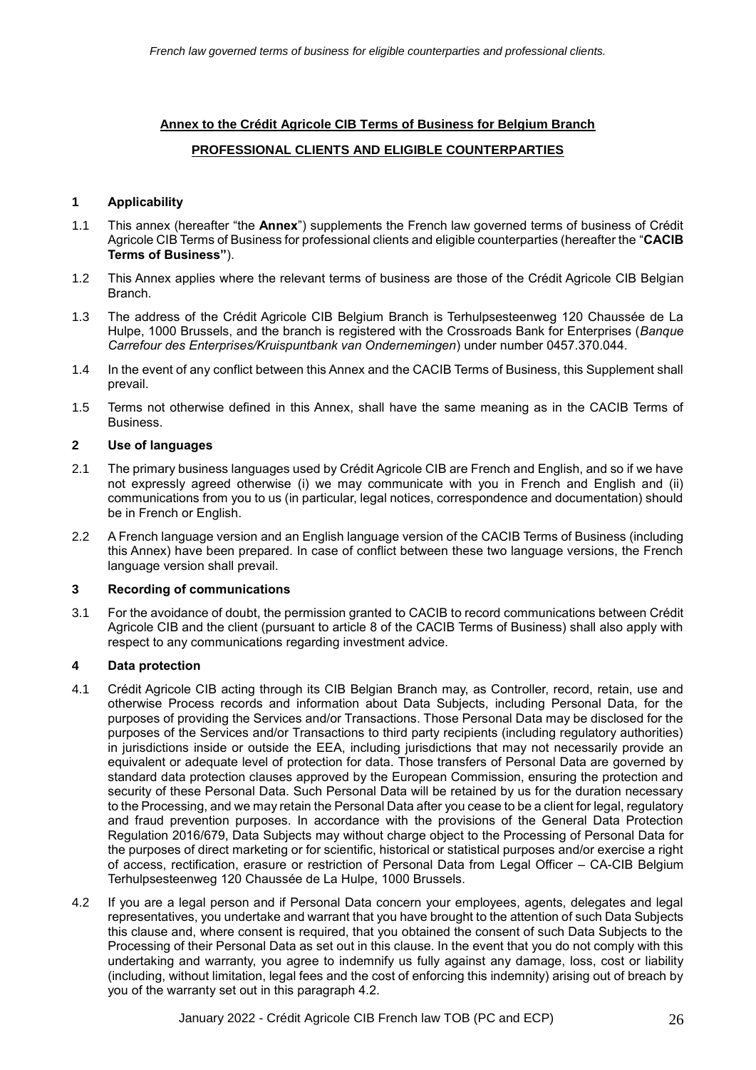**Annex to the Crédit Agricole CIB Terms of Business for Belgium Branch**

**PROFESSIONAL CLIENTS AND ELIGIBLE COUNTERPARTIES**

## 1 Applicability

1.1 This annex (hereafter "the **Annex**") supplements the French law governed terms of business of Crédit Agricole CIB Terms of Business for professional clients and eligible counterparties (hereafter the "**CACIB Terms of Business"**).

1.2 This Annex applies where the relevant terms of business are those of the Crédit Agricole CIB Belgian Branch.

1.3 The address of the Crédit Agricole CIB Belgium Branch is Terhulpsesteenweg 120 Chaussée de La Hulpe, 1000 Brussels, and the branch is registered with the Crossroads Bank for Enterprises (*Banque Carrefour des Enterprises/Kruispuntbank van Ondernemingen*) under number 0457.370.044.

1.4 In the event of any conflict between this Annex and the CACIB Terms of Business, this Supplement shall prevail.

1.5 Terms not otherwise defined in this Annex, shall have the same meaning as in the CACIB Terms of Business.

## 2 Use of languages

2.1 The primary business languages used by Crédit Agricole CIB are French and English, and so if we have not expressly agreed otherwise (i) we may communicate with you in French and English and (ii) communications from you to us (in particular, legal notices, correspondence and documentation) should be in French or English.

2.2 A French language version and an English language version of the CACIB Terms of Business (including this Annex) have been prepared. In case of conflict between these two language versions, the French language version shall prevail.

## 3 Recording of communications

3.1 For the avoidance of doubt, the permission granted to CACIB to record communications between Crédit Agricole CIB and the client (pursuant to article 8 of the CACIB Terms of Business) shall also apply with respect to any communications regarding investment advice.

## 4 Data protection

4.1 Crédit Agricole CIB acting through its CIB Belgian Branch may, as Controller, record, retain, use and otherwise Process records and information about Data Subjects, including Personal Data, for the purposes of providing the Services and/or Transactions. Those Personal Data may be disclosed for the purposes of the Services and/or Transactions to third party recipients (including regulatory authorities) in jurisdictions inside or outside the EEA, including jurisdictions that may not necessarily provide an equivalent or adequate level of protection for data. Those transfers of Personal Data are governed by standard data protection clauses approved by the European Commission, ensuring the protection and security of these Personal Data. Such Personal Data will be retained by us for the duration necessary to the Processing, and we may retain the Personal Data after you cease to be a client for legal, regulatory and fraud prevention purposes. In accordance with the provisions of the General Data Protection Regulation 2016/679, Data Subjects may without charge object to the Processing of Personal Data for the purposes of direct marketing or for scientific, historical or statistical purposes and/or exercise a right of access, rectification, erasure or restriction of Personal Data from Legal Officer – CA-CIB Belgium Terhulpsesteenweg 120 Chaussée de La Hulpe, 1000 Brussels.

4.2 If you are a legal person and if Personal Data concern your employees, agents, delegates and legal representatives, you undertake and warrant that you have brought to the attention of such Data Subjects this clause and, where consent is required, that you obtained the consent of such Data Subjects to the Processing of their Personal Data as set out in this clause. In the event that you do not comply with this undertaking and warranty, you agree to indemnify us fully against any damage, loss, cost or liability (including, without limitation, legal fees and the cost of enforcing this indemnity) arising out of breach by you of the warranty set out in this paragraph 4.2.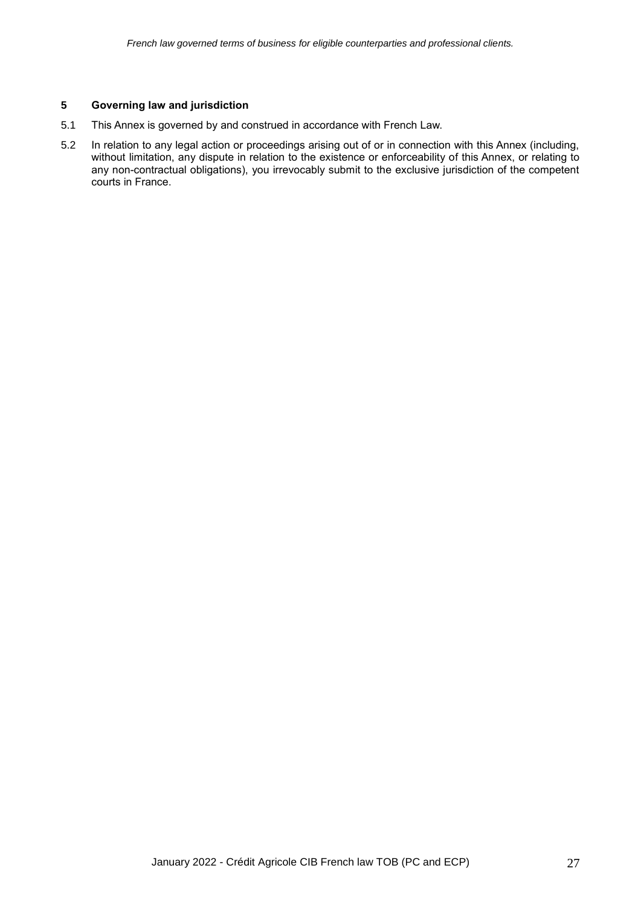## 5 Governing law and jurisdiction

5.1 This Annex is governed by and construed in accordance with French Law.

5.2 In relation to any legal action or proceedings arising out of or in connection with this Annex (including, without limitation, any dispute in relation to the existence or enforceability of this Annex, or relating to any non-contractual obligations), you irrevocably submit to the exclusive jurisdiction of the competent courts in France.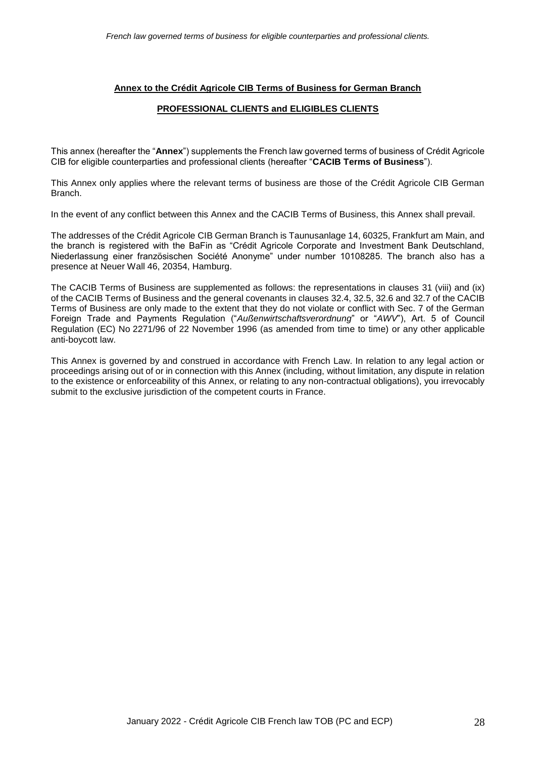## Annex to the Crédit Agricole CIB Terms of Business for German Branch

## PROFESSIONAL CLIENTS and ELIGIBLES CLIENTS

This annex (hereafter the "**Annex**") supplements the French law governed terms of business of Crédit Agricole CIB for eligible counterparties and professional clients (hereafter "**CACIB Terms of Business**").

This Annex only applies where the relevant terms of business are those of the Crédit Agricole CIB German Branch.

In the event of any conflict between this Annex and the CACIB Terms of Business, this Annex shall prevail.

The addresses of the Crédit Agricole CIB German Branch is Taunusanlage 14, 60325, Frankfurt am Main, and the branch is registered with the BaFin as "Crédit Agricole Corporate and Investment Bank Deutschland, Niederlassung einer französischen Société Anonyme" under number 10108285. The branch also has a presence at Neuer Wall 46, 20354, Hamburg.

The CACIB Terms of Business are supplemented as follows: the representations in clauses 31 (viii) and (ix) of the CACIB Terms of Business and the general covenants in clauses 32.4, 32.5, 32.6 and 32.7 of the CACIB Terms of Business are only made to the extent that they do not violate or conflict with Sec. 7 of the German Foreign Trade and Payments Regulation ("*Außenwirtschaftsverordnung*" or "*AWV*"), Art. 5 of Council Regulation (EC) No 2271/96 of 22 November 1996 (as amended from time to time) or any other applicable anti-boycott law.

This Annex is governed by and construed in accordance with French Law. In relation to any legal action or proceedings arising out of or in connection with this Annex (including, without limitation, any dispute in relation to the existence or enforceability of this Annex, or relating to any non-contractual obligations), you irrevocably submit to the exclusive jurisdiction of the competent courts in France.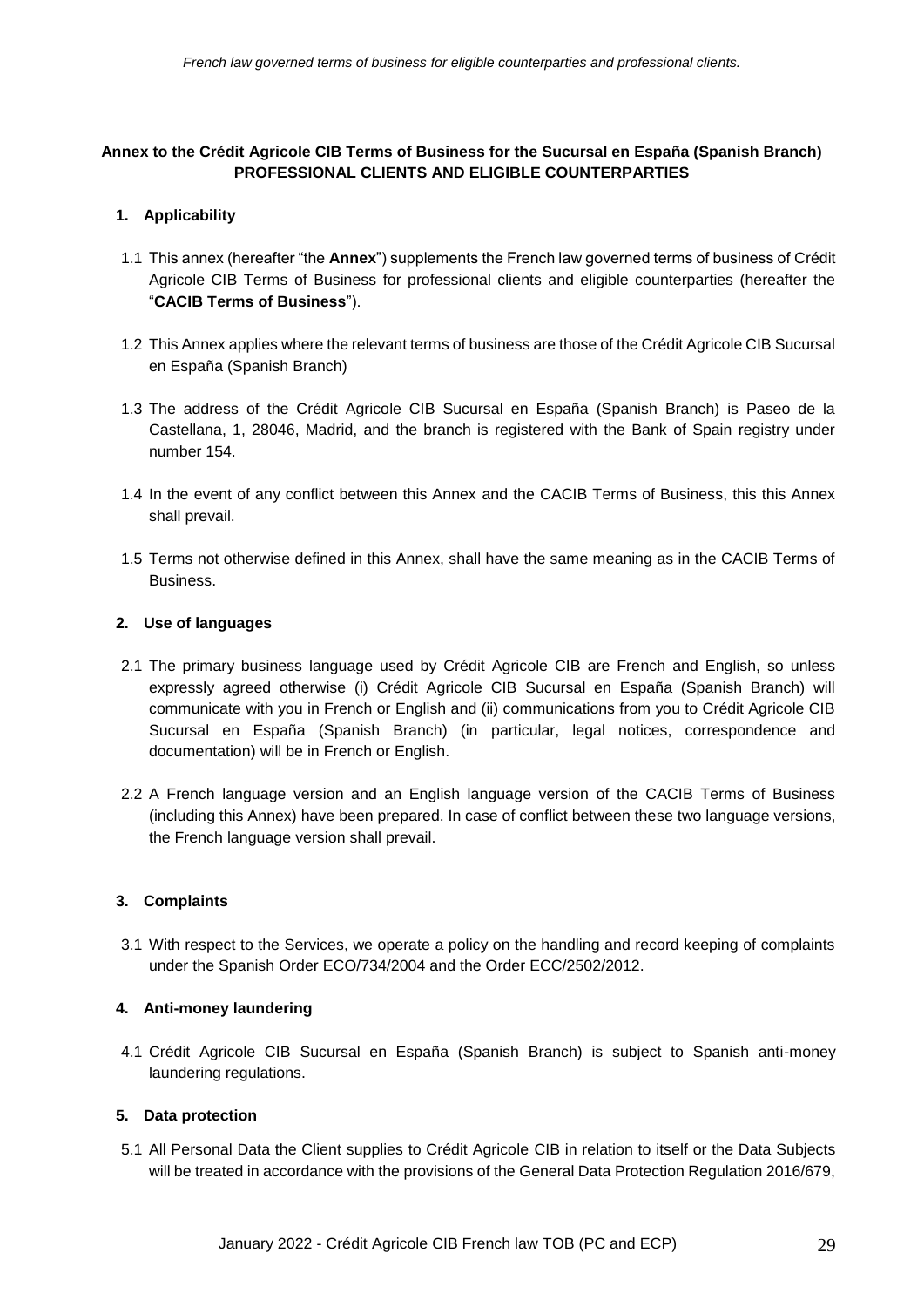**Annex to the Crédit Agricole CIB Terms of Business for the Sucursal en España (Spanish Branch) PROFESSIONAL CLIENTS AND ELIGIBLE COUNTERPARTIES**

## 1. Applicability

1.1 This annex (hereafter "the **Annex**") supplements the French law governed terms of business of Crédit Agricole CIB Terms of Business for professional clients and eligible counterparties (hereafter the "**CACIB Terms of Business**").

1.2 This Annex applies where the relevant terms of business are those of the Crédit Agricole CIB Sucursal en España (Spanish Branch)

1.3 The address of the Crédit Agricole CIB Sucursal en España (Spanish Branch) is Paseo de la Castellana, 1, 28046, Madrid, and the branch is registered with the Bank of Spain registry under number 154.

1.4 In the event of any conflict between this Annex and the CACIB Terms of Business, this this Annex shall prevail.

1.5 Terms not otherwise defined in this Annex, shall have the same meaning as in the CACIB Terms of Business.

## 2. Use of languages

2.1 The primary business language used by Crédit Agricole CIB are French and English, so unless expressly agreed otherwise (i) Crédit Agricole CIB Sucursal en España (Spanish Branch) will communicate with you in French or English and (ii) communications from you to Crédit Agricole CIB Sucursal en España (Spanish Branch) (in particular, legal notices, correspondence and documentation) will be in French or English.

2.2 A French language version and an English language version of the CACIB Terms of Business (including this Annex) have been prepared. In case of conflict between these two language versions, the French language version shall prevail.

## 3. Complaints

3.1 With respect to the Services, we operate a policy on the handling and record keeping of complaints under the Spanish Order ECO/734/2004 and the Order ECC/2502/2012.

## 4. Anti-money laundering

4.1 Crédit Agricole CIB Sucursal en España (Spanish Branch) is subject to Spanish anti-money laundering regulations.

## 5. Data protection

5.1 All Personal Data the Client supplies to Crédit Agricole CIB in relation to itself or the Data Subjects will be treated in accordance with the provisions of the General Data Protection Regulation 2016/679,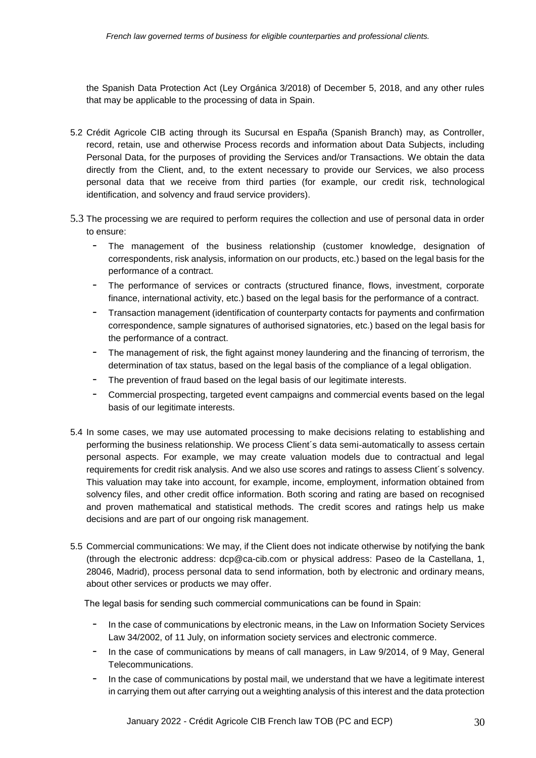the Spanish Data Protection Act (Ley Orgánica 3/2018) of December 5, 2018, and any other rules that may be applicable to the processing of data in Spain.

5.2 Crédit Agricole CIB acting through its Sucursal en España (Spanish Branch) may, as Controller, record, retain, use and otherwise Process records and information about Data Subjects, including Personal Data, for the purposes of providing the Services and/or Transactions. We obtain the data directly from the Client, and, to the extent necessary to provide our Services, we also process personal data that we receive from third parties (for example, our credit risk, technological identification, and solvency and fraud service providers).

5.3 The processing we are required to perform requires the collection and use of personal data in order to ensure:

- The management of the business relationship (customer knowledge, designation of correspondents, risk analysis, information on our products, etc.) based on the legal basis for the performance of a contract.
- The performance of services or contracts (structured finance, flows, investment, corporate finance, international activity, etc.) based on the legal basis for the performance of a contract.
- Transaction management (identification of counterparty contacts for payments and confirmation correspondence, sample signatures of authorised signatories, etc.) based on the legal basis for the performance of a contract.
- The management of risk, the fight against money laundering and the financing of terrorism, the determination of tax status, based on the legal basis of the compliance of a legal obligation.
- The prevention of fraud based on the legal basis of our legitimate interests.
- Commercial prospecting, targeted event campaigns and commercial events based on the legal basis of our legitimate interests.

5.4 In some cases, we may use automated processing to make decisions relating to establishing and performing the business relationship. We process Client´s data semi-automatically to assess certain personal aspects. For example, we may create valuation models due to contractual and legal requirements for credit risk analysis. And we also use scores and ratings to assess Client´s solvency. This valuation may take into account, for example, income, employment, information obtained from solvency files, and other credit office information. Both scoring and rating are based on recognised and proven mathematical and statistical methods. The credit scores and ratings help us make decisions and are part of our ongoing risk management.

5.5 Commercial communications: We may, if the Client does not indicate otherwise by notifying the bank (through the electronic address: dcp@ca-cib.com or physical address: Paseo de la Castellana, 1, 28046, Madrid), process personal data to send information, both by electronic and ordinary means, about other services or products we may offer.

The legal basis for sending such commercial communications can be found in Spain:

- In the case of communications by electronic means, in the Law on Information Society Services Law 34/2002, of 11 July, on information society services and electronic commerce.
- In the case of communications by means of call managers, in Law 9/2014, of 9 May, General Telecommunications.
- In the case of communications by postal mail, we understand that we have a legitimate interest in carrying them out after carrying out a weighting analysis of this interest and the data protection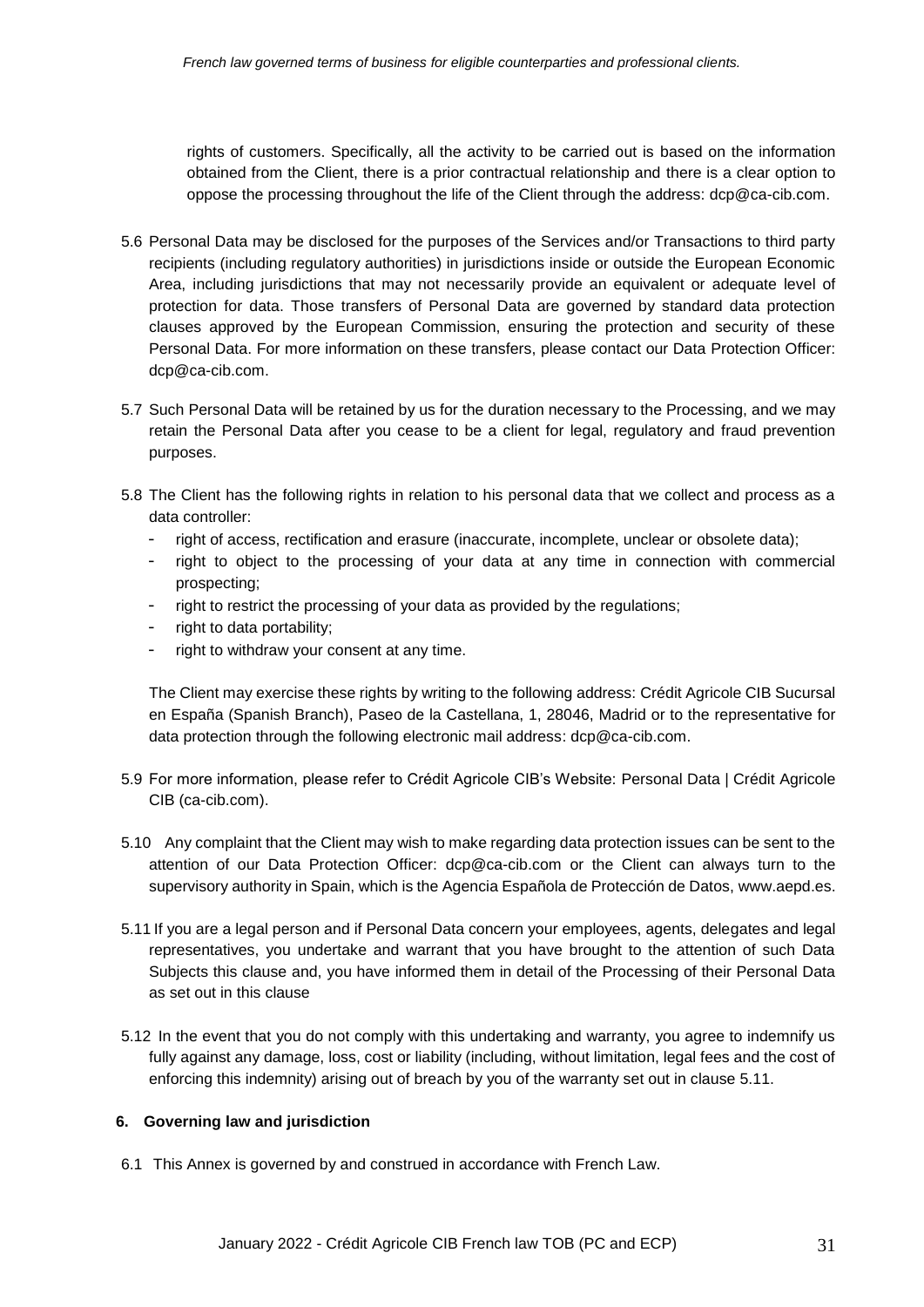rights of customers. Specifically, all the activity to be carried out is based on the information obtained from the Client, there is a prior contractual relationship and there is a clear option to oppose the processing throughout the life of the Client through the address: dcp@ca-cib.com.

5.6 Personal Data may be disclosed for the purposes of the Services and/or Transactions to third party recipients (including regulatory authorities) in jurisdictions inside or outside the European Economic Area, including jurisdictions that may not necessarily provide an equivalent or adequate level of protection for data. Those transfers of Personal Data are governed by standard data protection clauses approved by the European Commission, ensuring the protection and security of these Personal Data. For more information on these transfers, please contact our Data Protection Officer: dcp@ca-cib.com.

5.7 Such Personal Data will be retained by us for the duration necessary to the Processing, and we may retain the Personal Data after you cease to be a client for legal, regulatory and fraud prevention purposes.

5.8 The Client has the following rights in relation to his personal data that we collect and process as a data controller:

- right of access, rectification and erasure (inaccurate, incomplete, unclear or obsolete data);
- right to object to the processing of your data at any time in connection with commercial prospecting;
- right to restrict the processing of your data as provided by the regulations;
- right to data portability;
- right to withdraw your consent at any time.

The Client may exercise these rights by writing to the following address: Crédit Agricole CIB Sucursal en España (Spanish Branch), Paseo de la Castellana, 1, 28046, Madrid or to the representative for data protection through the following electronic mail address: dcp@ca-cib.com.

5.9 For more information, please refer to Crédit Agricole CIB's Website: Personal Data | Crédit Agricole CIB (ca-cib.com).

5.10 Any complaint that the Client may wish to make regarding data protection issues can be sent to the attention of our Data Protection Officer: dcp@ca-cib.com or the Client can always turn to the supervisory authority in Spain, which is the Agencia Española de Protección de Datos, www.aepd.es.

5.11 If you are a legal person and if Personal Data concern your employees, agents, delegates and legal representatives, you undertake and warrant that you have brought to the attention of such Data Subjects this clause and, you have informed them in detail of the Processing of their Personal Data as set out in this clause

5.12 In the event that you do not comply with this undertaking and warranty, you agree to indemnify us fully against any damage, loss, cost or liability (including, without limitation, legal fees and the cost of enforcing this indemnity) arising out of breach by you of the warranty set out in clause 5.11.

**6. Governing law and jurisdiction**

6.1 This Annex is governed by and construed in accordance with French Law.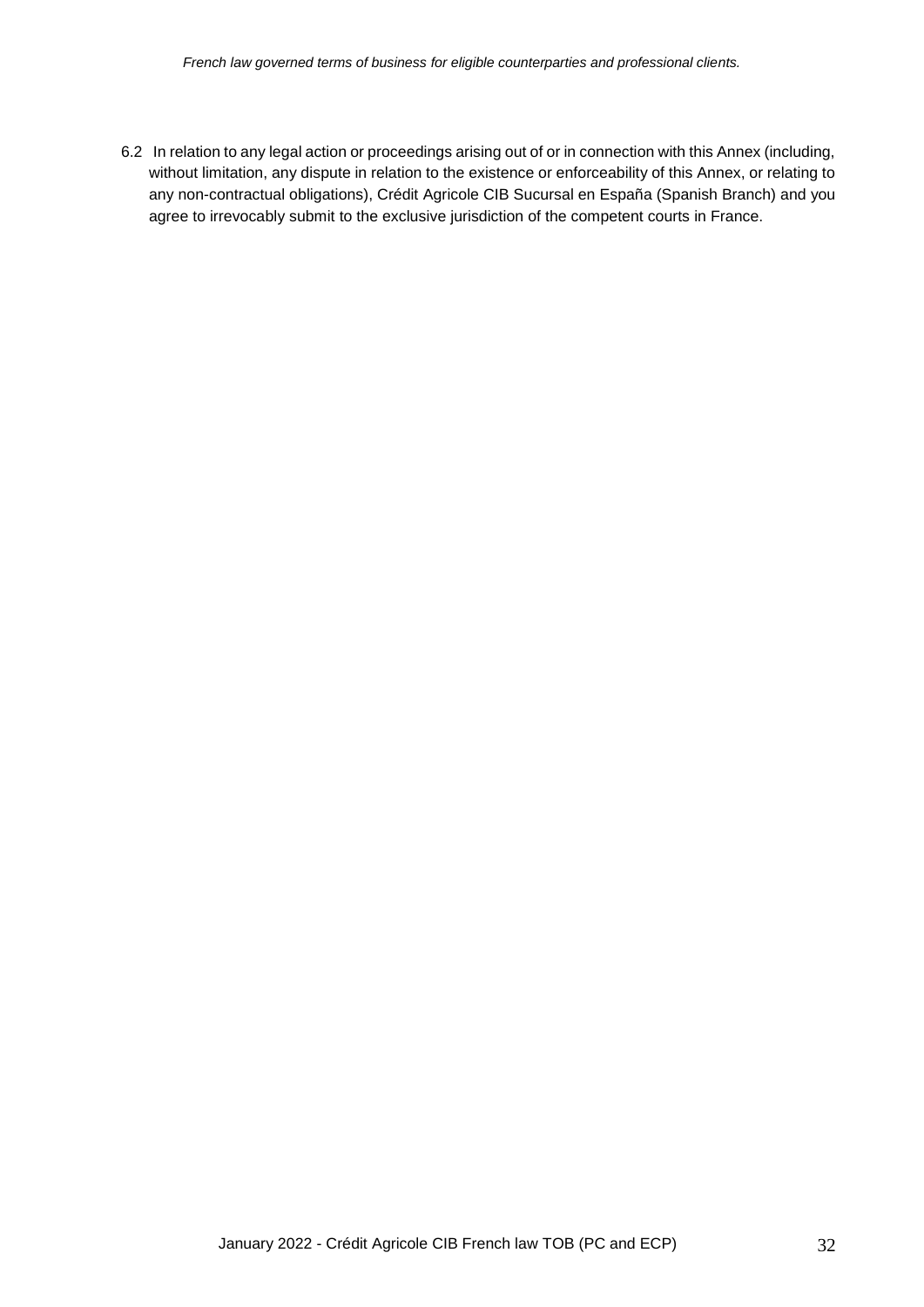6.2 In relation to any legal action or proceedings arising out of or in connection with this Annex (including, without limitation, any dispute in relation to the existence or enforceability of this Annex, or relating to any non-contractual obligations), Crédit Agricole CIB Sucursal en España (Spanish Branch) and you agree to irrevocably submit to the exclusive jurisdiction of the competent courts in France.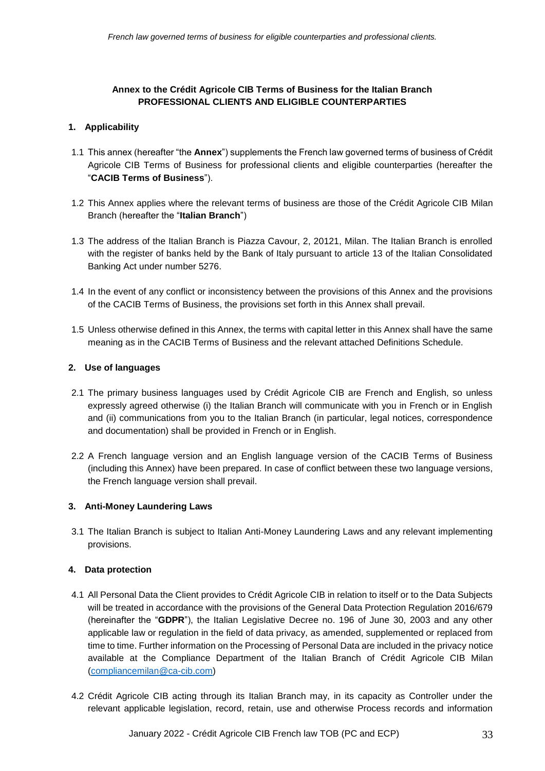**Annex to the Crédit Agricole CIB Terms of Business for the Italian Branch**
**PROFESSIONAL CLIENTS AND ELIGIBLE COUNTERPARTIES**

## 1. Applicability

1.1 This annex (hereafter "the **Annex**") supplements the French law governed terms of business of Crédit Agricole CIB Terms of Business for professional clients and eligible counterparties (hereafter the "**CACIB Terms of Business**").

1.2 This Annex applies where the relevant terms of business are those of the Crédit Agricole CIB Milan Branch (hereafter the "**Italian Branch**")

1.3 The address of the Italian Branch is Piazza Cavour, 2, 20121, Milan. The Italian Branch is enrolled with the register of banks held by the Bank of Italy pursuant to article 13 of the Italian Consolidated Banking Act under number 5276.

1.4 In the event of any conflict or inconsistency between the provisions of this Annex and the provisions of the CACIB Terms of Business, the provisions set forth in this Annex shall prevail.

1.5 Unless otherwise defined in this Annex, the terms with capital letter in this Annex shall have the same meaning as in the CACIB Terms of Business and the relevant attached Definitions Schedule.

## 2. Use of languages

2.1 The primary business languages used by Crédit Agricole CIB are French and English, so unless expressly agreed otherwise (i) the Italian Branch will communicate with you in French or in English and (ii) communications from you to the Italian Branch (in particular, legal notices, correspondence and documentation) shall be provided in French or in English.

2.2 A French language version and an English language version of the CACIB Terms of Business (including this Annex) have been prepared. In case of conflict between these two language versions, the French language version shall prevail.

## 3. Anti-Money Laundering Laws

3.1 The Italian Branch is subject to Italian Anti-Money Laundering Laws and any relevant implementing provisions.

## 4. Data protection

4.1 All Personal Data the Client provides to Crédit Agricole CIB in relation to itself or to the Data Subjects will be treated in accordance with the provisions of the General Data Protection Regulation 2016/679 (hereinafter the "**GDPR**"), the Italian Legislative Decree no. 196 of June 30, 2003 and any other applicable law or regulation in the field of data privacy, as amended, supplemented or replaced from time to time. Further information on the Processing of Personal Data are included in the privacy notice available at the Compliance Department of the Italian Branch of Crédit Agricole CIB Milan (compliancemilan@ca-cib.com)

4.2 Crédit Agricole CIB acting through its Italian Branch may, in its capacity as Controller under the relevant applicable legislation, record, retain, use and otherwise Process records and information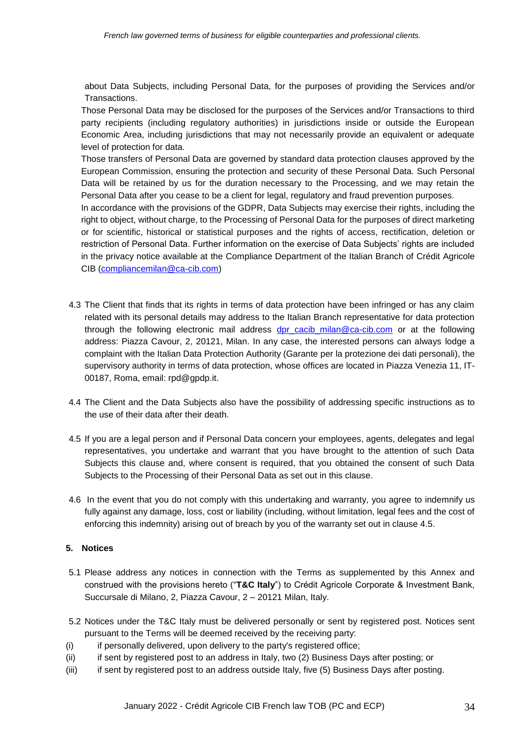about Data Subjects, including Personal Data, for the purposes of providing the Services and/or Transactions.

Those Personal Data may be disclosed for the purposes of the Services and/or Transactions to third party recipients (including regulatory authorities) in jurisdictions inside or outside the European Economic Area, including jurisdictions that may not necessarily provide an equivalent or adequate level of protection for data.

Those transfers of Personal Data are governed by standard data protection clauses approved by the European Commission, ensuring the protection and security of these Personal Data. Such Personal Data will be retained by us for the duration necessary to the Processing, and we may retain the Personal Data after you cease to be a client for legal, regulatory and fraud prevention purposes.

In accordance with the provisions of the GDPR, Data Subjects may exercise their rights, including the right to object, without charge, to the Processing of Personal Data for the purposes of direct marketing or for scientific, historical or statistical purposes and the rights of access, rectification, deletion or restriction of Personal Data. Further information on the exercise of Data Subjects' rights are included in the privacy notice available at the Compliance Department of the Italian Branch of Crédit Agricole CIB (compliancemilan@ca-cib.com)

4.3 The Client that finds that its rights in terms of data protection have been infringed or has any claim related with its personal details may address to the Italian Branch representative for data protection through the following electronic mail address dpr_cacib_milan@ca-cib.com or at the following address: Piazza Cavour, 2, 20121, Milan. In any case, the interested persons can always lodge a complaint with the Italian Data Protection Authority (Garante per la protezione dei dati personali), the supervisory authority in terms of data protection, whose offices are located in Piazza Venezia 11, IT-00187, Roma, email: rpd@gpdp.it.

4.4 The Client and the Data Subjects also have the possibility of addressing specific instructions as to the use of their data after their death.

4.5 If you are a legal person and if Personal Data concern your employees, agents, delegates and legal representatives, you undertake and warrant that you have brought to the attention of such Data Subjects this clause and, where consent is required, that you obtained the consent of such Data Subjects to the Processing of their Personal Data as set out in this clause.

4.6 In the event that you do not comply with this undertaking and warranty, you agree to indemnify us fully against any damage, loss, cost or liability (including, without limitation, legal fees and the cost of enforcing this indemnity) arising out of breach by you of the warranty set out in clause 4.5.

## 5. Notices

5.1 Please address any notices in connection with the Terms as supplemented by this Annex and construed with the provisions hereto ("**T&C Italy**") to Crédit Agricole Corporate & Investment Bank, Succursale di Milano, 2, Piazza Cavour, 2 – 20121 Milan, Italy.

5.2 Notices under the T&C Italy must be delivered personally or sent by registered post. Notices sent pursuant to the Terms will be deemed received by the receiving party:

(i) if personally delivered, upon delivery to the party's registered office;

(ii) if sent by registered post to an address in Italy, two (2) Business Days after posting; or

(iii) if sent by registered post to an address outside Italy, five (5) Business Days after posting.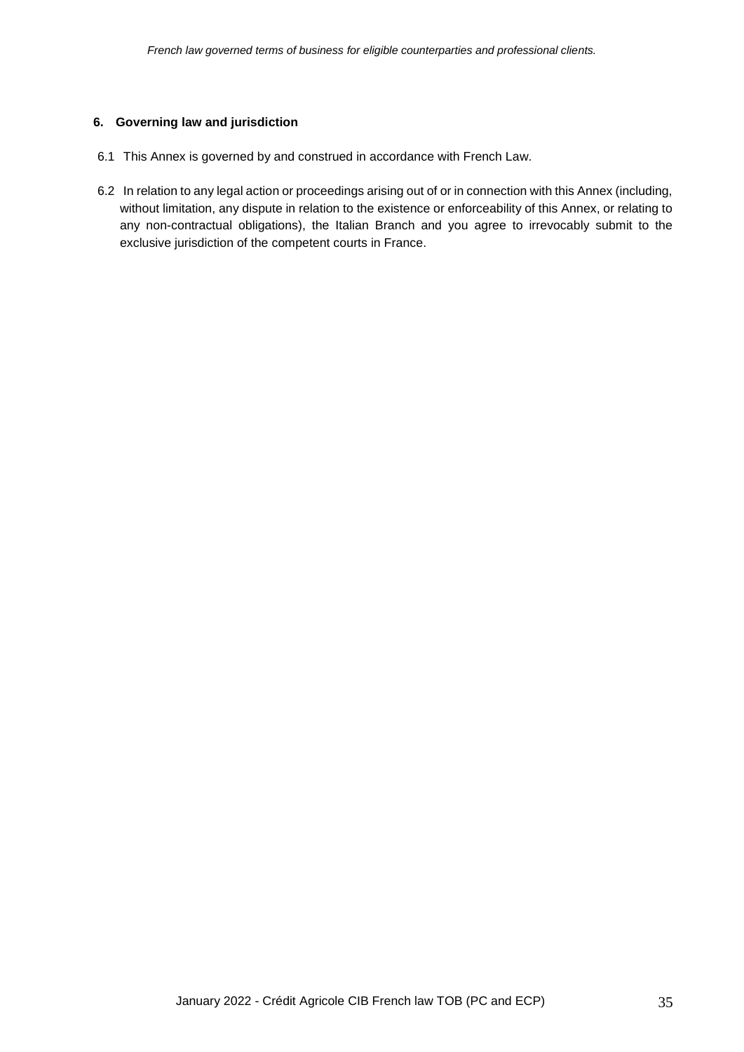## 6. Governing law and jurisdiction

6.1 This Annex is governed by and construed in accordance with French Law.

6.2 In relation to any legal action or proceedings arising out of or in connection with this Annex (including, without limitation, any dispute in relation to the existence or enforceability of this Annex, or relating to any non-contractual obligations), the Italian Branch and you agree to irrevocably submit to the exclusive jurisdiction of the competent courts in France.